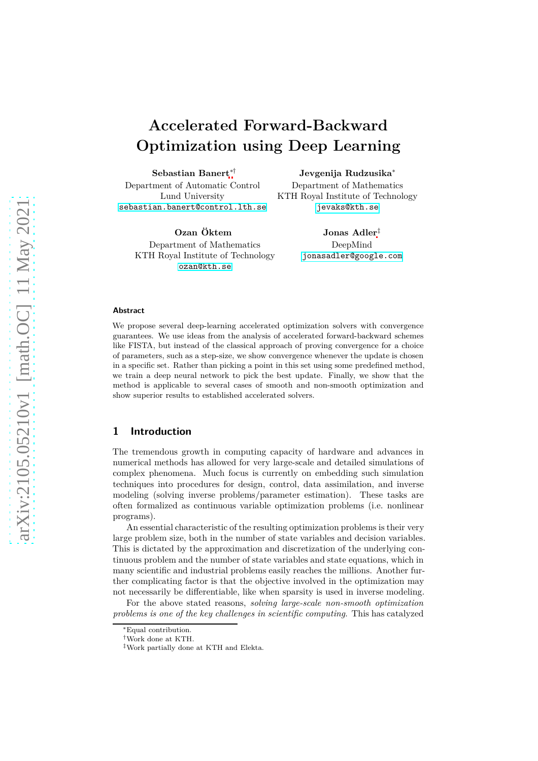# Accelerated Forward-Backward Optimization using Deep Learning

**Sebastian Banert**[*†]
Department of Automatic Control
Lund University
sebastian.banert@control.lth.se

**Jevgenija Rudzusika**[*]
Department of Mathematics
KTH Royal Institute of Technology
jevaks@kth.se

**Ozan Öktem**
Department of Mathematics
KTH Royal Institute of Technology
ozan@kth.se

**Jonas Adler**[‡]
DeepMind
jonasadler@google.com

### Abstract

We propose several deep-learning accelerated optimization solvers with convergence guarantees. We use ideas from the analysis of accelerated forward-backward schemes like FISTA, but instead of the classical approach of proving convergence for a choice of parameters, such as a step-size, we show convergence whenever the update is chosen in a specific set. Rather than picking a point in this set using some predefined method, we train a deep neural network to pick the best update. Finally, we show that the method is applicable to several cases of smooth and non-smooth optimization and show superior results to established accelerated solvers.

## 1 Introduction

The tremendous growth in computing capacity of hardware and advances in numerical methods has allowed for very large-scale and detailed simulations of complex phenomena. Much focus is currently on embedding such simulation techniques into procedures for design, control, data assimilation, and inverse modeling (solving inverse problems/parameter estimation). These tasks are often formalized as continuous variable optimization problems (i.e. nonlinear programs).

An essential characteristic of the resulting optimization problems is their very large problem size, both in the number of state variables and decision variables. This is dictated by the approximation and discretization of the underlying continuous problem and the number of state variables and state equations, which in many scientific and industrial problems easily reaches the millions. Another further complicating factor is that the objective involved in the optimization may not necessarily be differentiable, like when sparsity is used in inverse modeling.

For the above stated reasons, *solving large-scale non-smooth optimization problems is one of the key challenges in scientific computing.* This has catalyzed

[*]Equal contribution.
[†]Work done at KTH.
[‡]Work partially done at KTH and Elekta.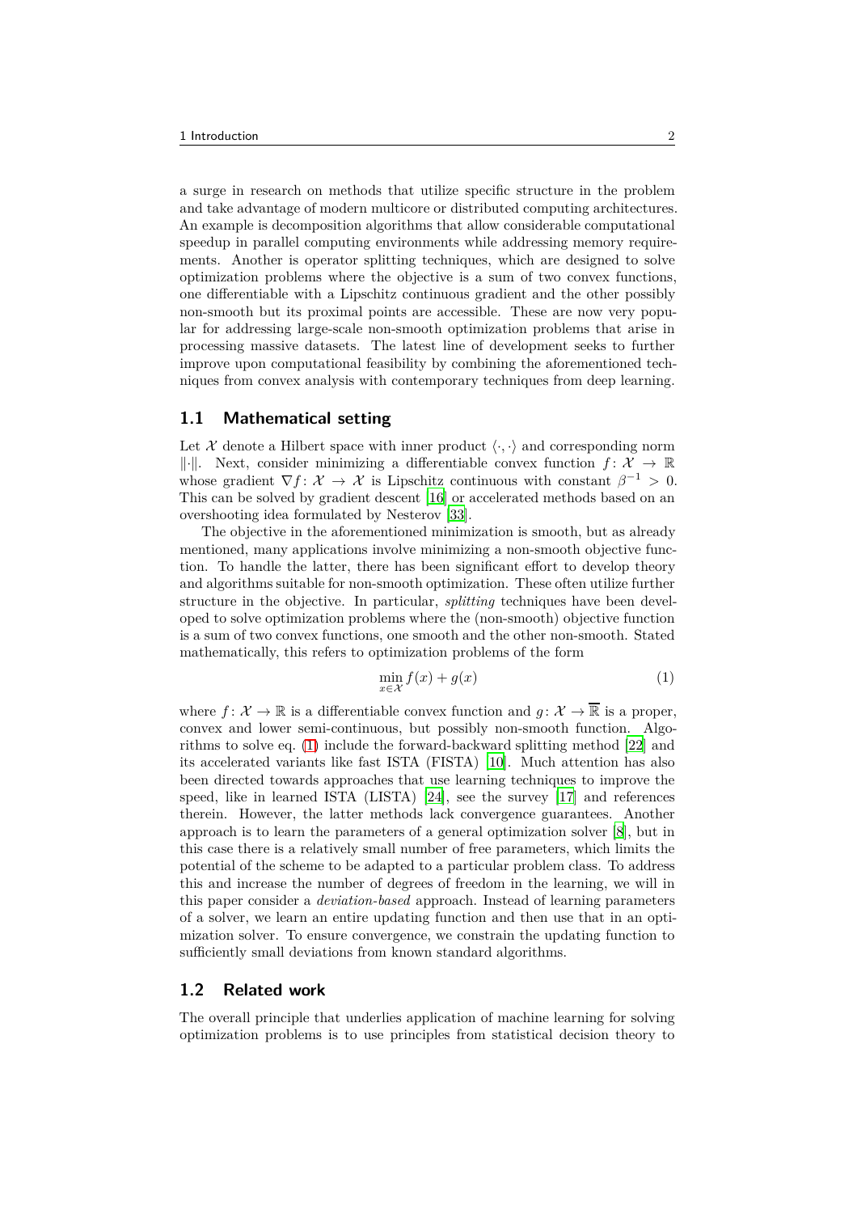a surge in research on methods that utilize specific structure in the problem and take advantage of modern multicore or distributed computing architectures. An example is decomposition algorithms that allow considerable computational speedup in parallel computing environments while addressing memory requirements. Another is operator splitting techniques, which are designed to solve optimization problems where the objective is a sum of two convex functions, one differentiable with a Lipschitz continuous gradient and the other possibly non-smooth but its proximal points are accessible. These are now very popular for addressing large-scale non-smooth optimization problems that arise in processing massive datasets. The latest line of development seeks to further improve upon computational feasibility by combining the aforementioned techniques from convex analysis with contemporary techniques from deep learning.

## 1.1 Mathematical setting

Let $\mathcal{X}$ denote a Hilbert space with inner product $\langle \cdot, \cdot \rangle$ and corresponding norm $\|\cdot\|$. Next, consider minimizing a differentiable convex function $f\colon \mathcal{X} \to \mathbb{R}$ whose gradient $\nabla f\colon \mathcal{X} \to \mathcal{X}$ is Lipschitz continuous with constant $\beta^{-1} > 0$. This can be solved by gradient descent [16] or accelerated methods based on an overshooting idea formulated by Nesterov [33].

The objective in the aforementioned minimization is smooth, but as already mentioned, many applications involve minimizing a non-smooth objective function. To handle the latter, there has been significant effort to develop theory and algorithms suitable for non-smooth optimization. These often utilize further structure in the objective. In particular, *splitting* techniques have been developed to solve optimization problems where the (non-smooth) objective function is a sum of two convex functions, one smooth and the other non-smooth. Stated mathematically, this refers to optimization problems of the form

$$\min_{x \in \mathcal{X}} f(x) + g(x) \tag{1}$$

where $f\colon \mathcal{X} \to \mathbb{R}$ is a differentiable convex function and $g\colon \mathcal{X} \to \overline{\mathbb{R}}$ is a proper, convex and lower semi-continuous, but possibly non-smooth function. Algorithms to solve eq. (1) include the forward-backward splitting method [22] and its accelerated variants like fast ISTA (FISTA) [10]. Much attention has also been directed towards approaches that use learning techniques to improve the speed, like in learned ISTA (LISTA) [24], see the survey [17] and references therein. However, the latter methods lack convergence guarantees. Another approach is to learn the parameters of a general optimization solver [8], but in this case there is a relatively small number of free parameters, which limits the potential of the scheme to be adapted to a particular problem class. To address this and increase the number of degrees of freedom in the learning, we will in this paper consider a *deviation-based* approach. Instead of learning parameters of a solver, we learn an entire updating function and then use that in an optimization solver. To ensure convergence, we constrain the updating function to sufficiently small deviations from known standard algorithms.

## 1.2 Related work

The overall principle that underlies application of machine learning for solving optimization problems is to use principles from statistical decision theory to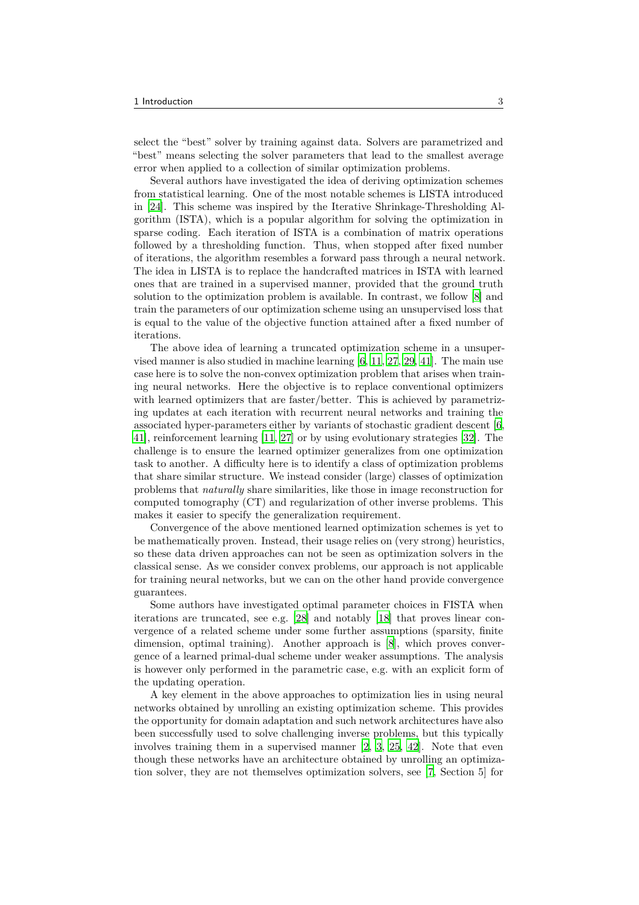select the "best" solver by training against data. Solvers are parametrized and "best" means selecting the solver parameters that lead to the smallest average error when applied to a collection of similar optimization problems.

Several authors have investigated the idea of deriving optimization schemes from statistical learning. One of the most notable schemes is LISTA introduced in [24]. This scheme was inspired by the Iterative Shrinkage-Thresholding Algorithm (ISTA), which is a popular algorithm for solving the optimization in sparse coding. Each iteration of ISTA is a combination of matrix operations followed by a thresholding function. Thus, when stopped after fixed number of iterations, the algorithm resembles a forward pass through a neural network. The idea in LISTA is to replace the handcrafted matrices in ISTA with learned ones that are trained in a supervised manner, provided that the ground truth solution to the optimization problem is available. In contrast, we follow [8] and train the parameters of our optimization scheme using an unsupervised loss that is equal to the value of the objective function attained after a fixed number of iterations.

The above idea of learning a truncated optimization scheme in a unsupervised manner is also studied in machine learning [6, 11, 27, 29, 41]. The main use case here is to solve the non-convex optimization problem that arises when training neural networks. Here the objective is to replace conventional optimizers with learned optimizers that are faster/better. This is achieved by parametrizing updates at each iteration with recurrent neural networks and training the associated hyper-parameters either by variants of stochastic gradient descent [6, 41], reinforcement learning [11, 27] or by using evolutionary strategies [32]. The challenge is to ensure the learned optimizer generalizes from one optimization task to another. A difficulty here is to identify a class of optimization problems that share similar structure. We instead consider (large) classes of optimization problems that *naturally* share similarities, like those in image reconstruction for computed tomography (CT) and regularization of other inverse problems. This makes it easier to specify the generalization requirement.

Convergence of the above mentioned learned optimization schemes is yet to be mathematically proven. Instead, their usage relies on (very strong) heuristics, so these data driven approaches can not be seen as optimization solvers in the classical sense. As we consider convex problems, our approach is not applicable for training neural networks, but we can on the other hand provide convergence guarantees.

Some authors have investigated optimal parameter choices in FISTA when iterations are truncated, see e.g. [28] and notably [18] that proves linear convergence of a related scheme under some further assumptions (sparsity, finite dimension, optimal training). Another approach is [8], which proves convergence of a learned primal-dual scheme under weaker assumptions. The analysis is however only performed in the parametric case, e.g. with an explicit form of the updating operation.

A key element in the above approaches to optimization lies in using neural networks obtained by unrolling an existing optimization scheme. This provides the opportunity for domain adaptation and such network architectures have also been successfully used to solve challenging inverse problems, but this typically involves training them in a supervised manner [2, 3, 25, 42]. Note that even though these networks have an architecture obtained by unrolling an optimization solver, they are not themselves optimization solvers, see [7, Section 5] for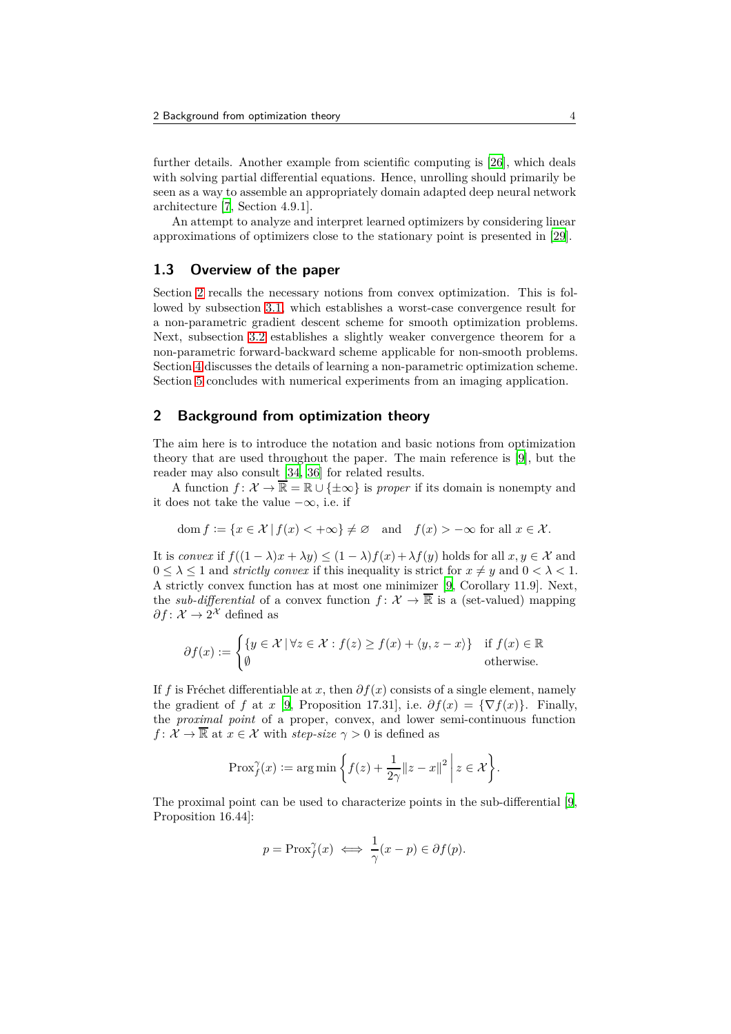further details. Another example from scientific computing is [26], which deals with solving partial differential equations. Hence, unrolling should primarily be seen as a way to assemble an appropriately domain adapted deep neural network architecture [7, Section 4.9.1].

An attempt to analyze and interpret learned optimizers by considering linear approximations of optimizers close to the stationary point is presented in [29].

### 1.3 Overview of the paper

Section 2 recalls the necessary notions from convex optimization. This is followed by subsection 3.1, which establishes a worst-case convergence result for a non-parametric gradient descent scheme for smooth optimization problems. Next, subsection 3.2 establishes a slightly weaker convergence theorem for a non-parametric forward-backward scheme applicable for non-smooth problems. Section 4 discusses the details of learning a non-parametric optimization scheme. Section 5 concludes with numerical experiments from an imaging application.

## 2 Background from optimization theory

The aim here is to introduce the notation and basic notions from optimization theory that are used throughout the paper. The main reference is [9], but the reader may also consult [34, 36] for related results.

A function $f\colon \mathcal{X} \to \overline{\mathbb{R}} = \mathbb{R} \cup \{\pm\infty\}$ is *proper* if its domain is nonempty and it does not take the value $-\infty$, i.e. if

$$\operatorname{dom} f := \{x \in \mathcal{X} \mid f(x) < +\infty\} \neq \varnothing \quad \text{and} \quad f(x) > -\infty \text{ for all } x \in \mathcal{X}.$$

It is *convex* if $f((1-\lambda)x + \lambda y) \leq (1-\lambda)f(x) + \lambda f(y)$ holds for all $x, y \in \mathcal{X}$ and $0 \leq \lambda \leq 1$ and *strictly convex* if this inequality is strict for $x \neq y$ and $0 < \lambda < 1$. A strictly convex function has at most one minimizer [9, Corollary 11.9]. Next, the *sub-differential* of a convex function $f\colon \mathcal{X} \to \overline{\mathbb{R}}$ is a (set-valued) mapping $\partial f\colon \mathcal{X} \to 2^{\mathcal{X}}$ defined as

$$\partial f(x) := \begin{cases} \{y \in \mathcal{X} \mid \forall z \in \mathcal{X} : f(z) \geq f(x) + \langle y, z - x\rangle\} & \text{if } f(x) \in \mathbb{R} \\ \emptyset & \text{otherwise.} \end{cases}$$

If $f$ is Fréchet differentiable at $x$, then $\partial f(x)$ consists of a single element, namely the gradient of $f$ at $x$ [9, Proposition 17.31], i.e. $\partial f(x) = \{\nabla f(x)\}$. Finally, the *proximal point* of a proper, convex, and lower semi-continuous function $f\colon \mathcal{X} \to \overline{\mathbb{R}}$ at $x \in \mathcal{X}$ with *step-size* $\gamma > 0$ is defined as

$$\operatorname{Prox}_f^{\gamma}(x) := \operatorname*{arg\,min}\left\{ f(z) + \frac{1}{2\gamma}\|z - x\|^2 \,\middle|\, z \in \mathcal{X} \right\}.$$

The proximal point can be used to characterize points in the sub-differential [9, Proposition 16.44]:

$$p = \operatorname{Prox}_f^{\gamma}(x) \iff \frac{1}{\gamma}(x - p) \in \partial f(p).$$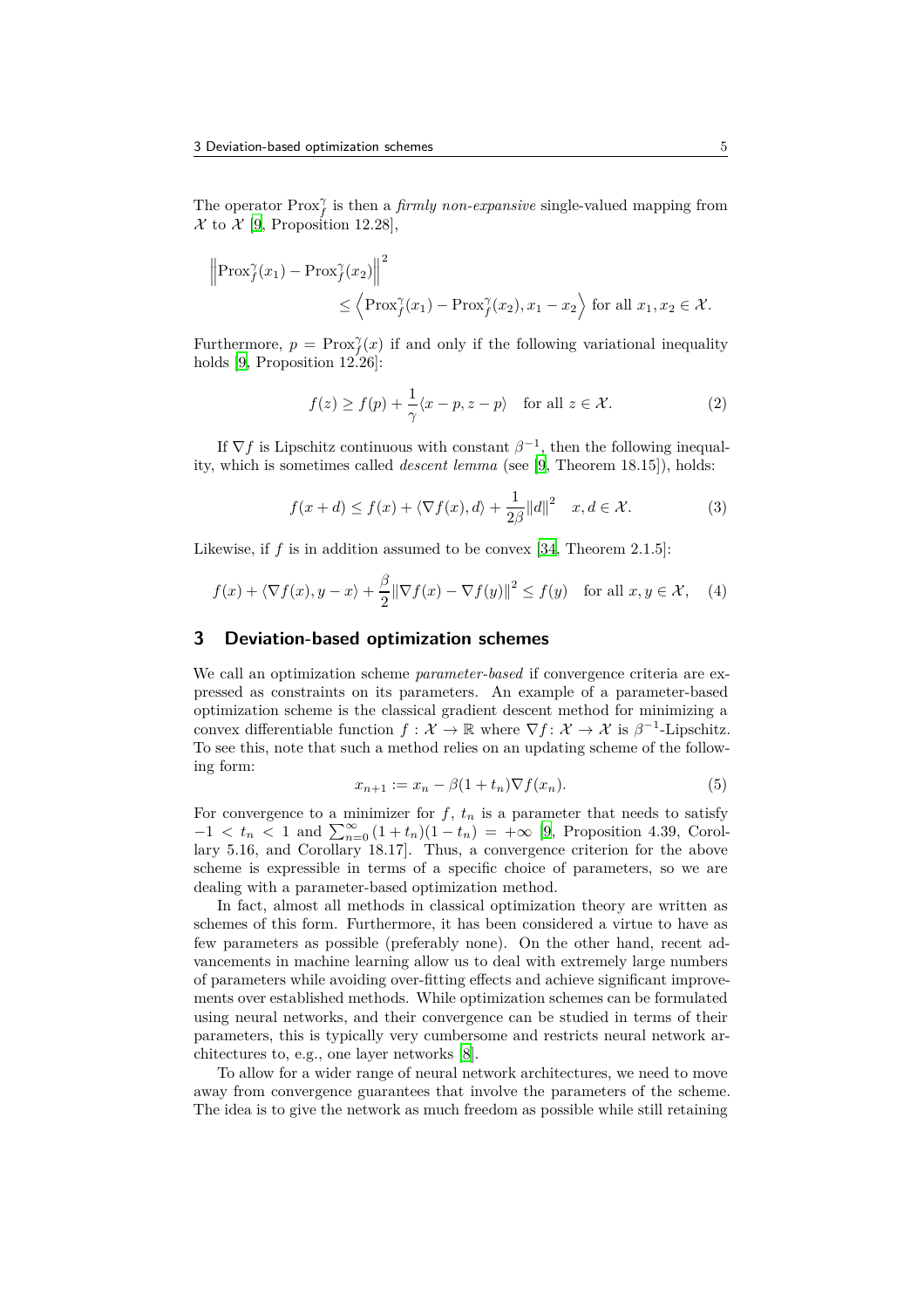The operator $\mathrm{Prox}_f^\gamma$ is then a *firmly non-expansive* single-valued mapping from $\mathcal{X}$ to $\mathcal{X}$ [9, Proposition 12.28],

$$\left\|\mathrm{Prox}_f^\gamma(x_1) - \mathrm{Prox}_f^\gamma(x_2)\right\|^2 \leq \left\langle \mathrm{Prox}_f^\gamma(x_1) - \mathrm{Prox}_f^\gamma(x_2), x_1 - x_2 \right\rangle \text{ for all } x_1, x_2 \in \mathcal{X}.$$

Furthermore, $p = \mathrm{Prox}_f^\gamma(x)$ if and only if the following variational inequality holds [9, Proposition 12.26]:

$$f(z) \geq f(p) + \frac{1}{\gamma}\langle x - p, z - p\rangle \quad \text{for all } z \in \mathcal{X}. \tag{2}$$

If $\nabla f$ is Lipschitz continuous with constant $\beta^{-1}$, then the following inequality, which is sometimes called *descent lemma* (see [9, Theorem 18.15]), holds:

$$f(x + d) \leq f(x) + \langle \nabla f(x), d\rangle + \frac{1}{2\beta}\|d\|^2 \quad x, d \in \mathcal{X}. \tag{3}$$

Likewise, if $f$ is in addition assumed to be convex [34, Theorem 2.1.5]:

$$f(x) + \langle \nabla f(x), y - x\rangle + \frac{\beta}{2}\|\nabla f(x) - \nabla f(y)\|^2 \leq f(y) \quad \text{for all } x, y \in \mathcal{X}, \tag{4}$$

## 3 Deviation-based optimization schemes

We call an optimization scheme *parameter-based* if convergence criteria are expressed as constraints on its parameters. An example of a parameter-based optimization scheme is the classical gradient descent method for minimizing a convex differentiable function $f : \mathcal{X} \to \mathbb{R}$ where $\nabla f : \mathcal{X} \to \mathcal{X}$ is $\beta^{-1}$-Lipschitz. To see this, note that such a method relies on an updating scheme of the following form:

$$x_{n+1} := x_n - \beta(1 + t_n)\nabla f(x_n). \tag{5}$$

For convergence to a minimizer for $f$, $t_n$ is a parameter that needs to satisfy $-1 < t_n < 1$ and $\sum_{n=0}^{\infty}(1 + t_n)(1 - t_n) = +\infty$ [9, Proposition 4.39, Corollary 5.16, and Corollary 18.17]. Thus, a convergence criterion for the above scheme is expressible in terms of a specific choice of parameters, so we are dealing with a parameter-based optimization method.

In fact, almost all methods in classical optimization theory are written as schemes of this form. Furthermore, it has been considered a virtue to have as few parameters as possible (preferably none). On the other hand, recent advancements in machine learning allow us to deal with extremely large numbers of parameters while avoiding over-fitting effects and achieve significant improvements over established methods. While optimization schemes can be formulated using neural networks, and their convergence can be studied in terms of their parameters, this is typically very cumbersome and restricts neural network architectures to, e.g., one layer networks [8].

To allow for a wider range of neural network architectures, we need to move away from convergence guarantees that involve the parameters of the scheme. The idea is to give the network as much freedom as possible while still retaining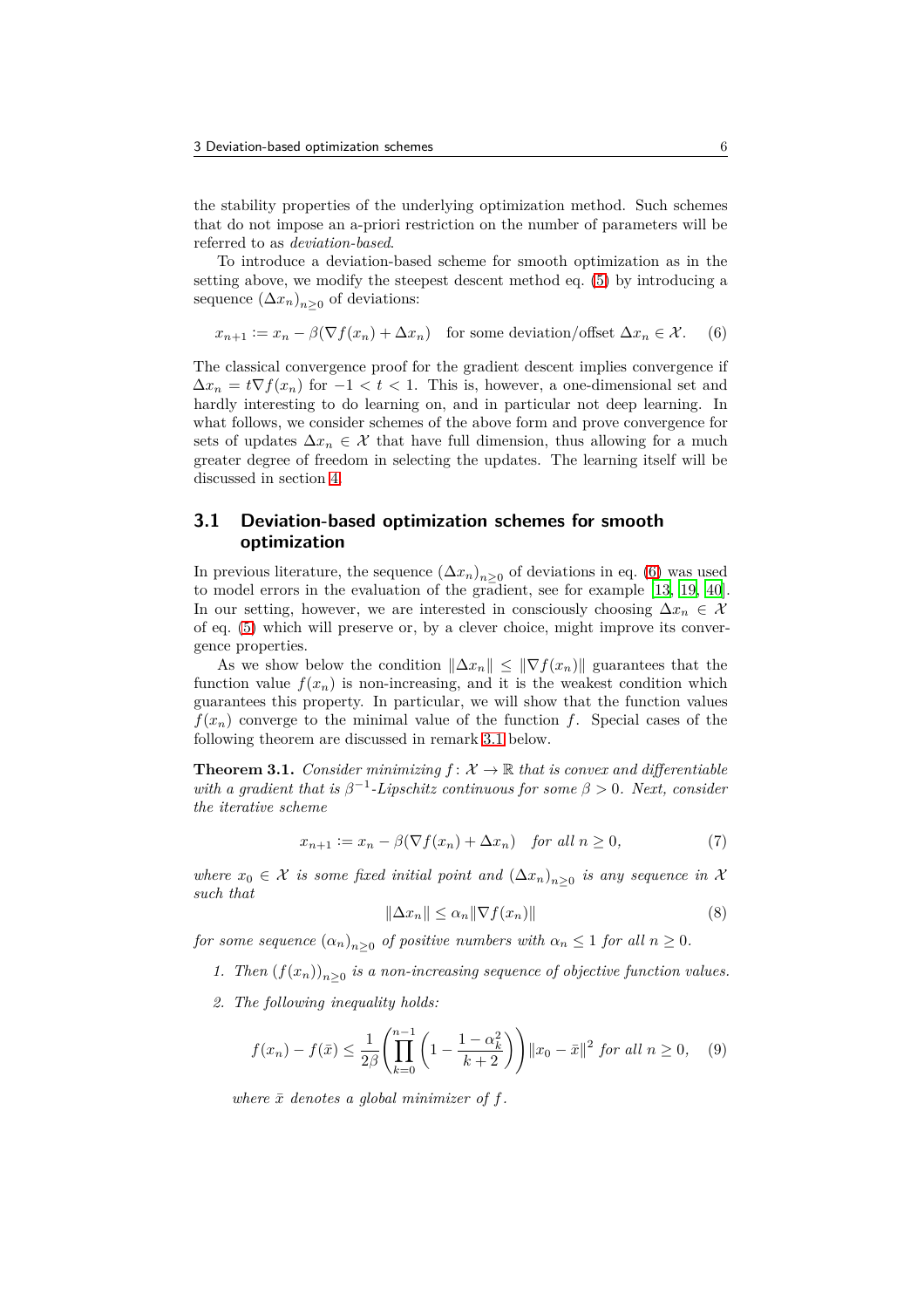the stability properties of the underlying optimization method. Such schemes that do not impose an a-priori restriction on the number of parameters will be referred to as *deviation-based*.

To introduce a deviation-based scheme for smooth optimization as in the setting above, we modify the steepest descent method eq. (5) by introducing a sequence $(\Delta x_n)_{n\geq 0}$ of deviations:

$$x_{n+1} := x_n - \beta(\nabla f(x_n) + \Delta x_n) \quad \text{for some deviation/offset } \Delta x_n \in \mathcal{X}. \tag{6}$$

The classical convergence proof for the gradient descent implies convergence if $\Delta x_n = t\nabla f(x_n)$ for $-1 < t < 1$. This is, however, a one-dimensional set and hardly interesting to do learning on, and in particular not deep learning. In what follows, we consider schemes of the above form and prove convergence for sets of updates $\Delta x_n \in \mathcal{X}$ that have full dimension, thus allowing for a much greater degree of freedom in selecting the updates. The learning itself will be discussed in section 4.

## 3.1 Deviation-based optimization schemes for smooth optimization

In previous literature, the sequence $(\Delta x_n)_{n\geq 0}$ of deviations in eq. (6) was used to model errors in the evaluation of the gradient, see for example [13, 19, 40]. In our setting, however, we are interested in consciously choosing $\Delta x_n \in \mathcal{X}$ of eq. (5) which will preserve or, by a clever choice, might improve its convergence properties.

As we show below the condition $\|\Delta x_n\| \leq \|\nabla f(x_n)\|$ guarantees that the function value $f(x_n)$ is non-increasing, and it is the weakest condition which guarantees this property. In particular, we will show that the function values $f(x_n)$ converge to the minimal value of the function $f$. Special cases of the following theorem are discussed in remark 3.1 below.

**Theorem 3.1.** *Consider minimizing $f\colon \mathcal{X} \to \mathbb{R}$ that is convex and differentiable with a gradient that is $\beta^{-1}$-Lipschitz continuous for some $\beta > 0$. Next, consider the iterative scheme*

$$x_{n+1} := x_n - \beta(\nabla f(x_n) + \Delta x_n) \quad \textit{for all } n \geq 0, \tag{7}$$

*where $x_0 \in \mathcal{X}$ is some fixed initial point and $(\Delta x_n)_{n\geq 0}$ is any sequence in $\mathcal{X}$ such that*

$$\|\Delta x_n\| \leq \alpha_n \|\nabla f(x_n)\| \tag{8}$$

*for some sequence $(\alpha_n)_{n\geq 0}$ of positive numbers with $\alpha_n \leq 1$ for all $n \geq 0$.*

1. *Then $\left(f(x_n)\right)_{n\geq 0}$ is a non-increasing sequence of objective function values.*
2. *The following inequality holds:*

$$f(x_n) - f(\bar{x}) \leq \frac{1}{2\beta}\left(\prod_{k=0}^{n-1}\left(1 - \frac{1-\alpha_k^2}{k+2}\right)\right)\|x_0 - \bar{x}\|^2 \textit{ for all } n \geq 0, \tag{9}$$

*where $\bar{x}$ denotes a global minimizer of $f$.*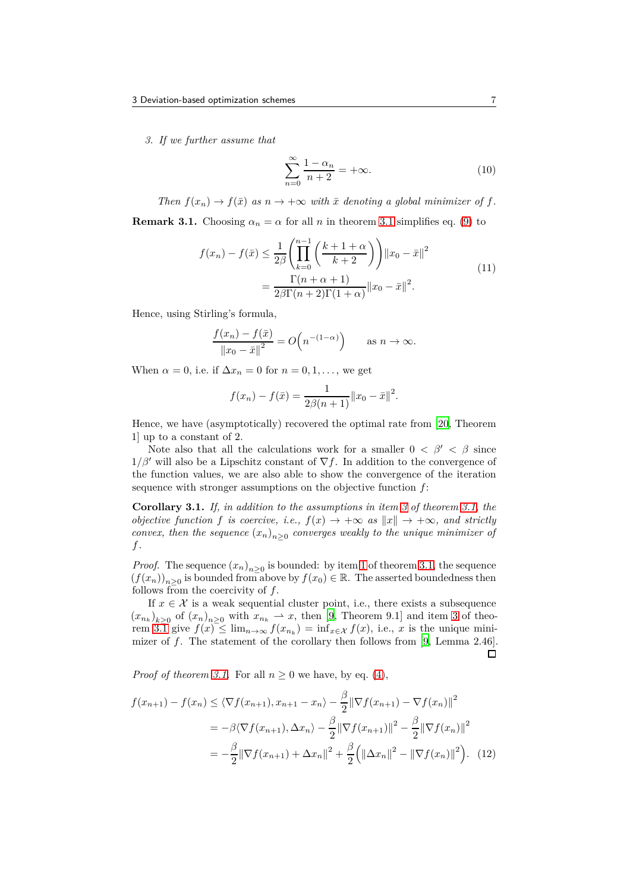3. *If we further assume that*

$$\sum_{n=0}^{\infty} \frac{1-\alpha_n}{n+2} = +\infty. \tag{10}$$

*Then $f(x_n) \to f(\bar{x})$ as $n \to +\infty$ with $\bar{x}$ denoting a global minimizer of $f$.*

**Remark 3.1.** Choosing $\alpha_n = \alpha$ for all $n$ in theorem 3.1 simplifies eq. (9) to

$$\begin{aligned} f(x_n) - f(\bar{x}) &\leq \frac{1}{2\beta}\left(\prod_{k=0}^{n-1}\left(\frac{k+1+\alpha}{k+2}\right)\right)\|x_0 - \bar{x}\|^2 \\ &= \frac{\Gamma(n+\alpha+1)}{2\beta\Gamma(n+2)\Gamma(1+\alpha)}\|x_0 - \bar{x}\|^2. \end{aligned} \tag{11}$$

Hence, using Stirling's formula,

$$\frac{f(x_n) - f(\bar{x})}{\|x_0 - \bar{x}\|^2} = O\Big(n^{-(1-\alpha)}\Big) \qquad \text{as } n \to \infty.$$

When $\alpha = 0$, i.e. if $\Delta x_n = 0$ for $n = 0, 1, \ldots$, we get

$$f(x_n) - f(\bar{x}) = \frac{1}{2\beta(n+1)}\|x_0 - \bar{x}\|^2.$$

Hence, we have (asymptotically) recovered the optimal rate from [20, Theorem 1] up to a constant of 2.

Note also that all the calculations work for a smaller $0 < \beta' < \beta$ since $1/\beta'$ will also be a Lipschitz constant of $\nabla f$. In addition to the convergence of the function values, we are also able to show the convergence of the iteration sequence with stronger assumptions on the objective function $f$:

**Corollary 3.1.** *If, in addition to the assumptions in item 3 of theorem 3.1, the objective function $f$ is coercive, i.e., $f(x) \to +\infty$ as $\|x\| \to +\infty$, and strictly convex, then the sequence $(x_n)_{n\geq 0}$ converges weakly to the unique minimizer of $f$.*

*Proof.* The sequence $(x_n)_{n\geq 0}$ is bounded: by item 1 of theorem 3.1, the sequence $(f(x_n))_{n\geq 0}$ is bounded from above by $f(x_0) \in \mathbb{R}$. The asserted boundedness then follows from the coercivity of $f$.

If $x \in \mathcal{X}$ is a weak sequential cluster point, i.e., there exists a subsequence $(x_{n_k})_{k\geq 0}$ of $(x_n)_{n\geq 0}$ with $x_{n_k} \rightharpoonup x$, then [9, Theorem 9.1] and item 3 of theorem 3.1 give $f(x) \leq \lim_{n\to\infty} f(x_{n_k}) = \inf_{x\in\mathcal{X}} f(x)$, i.e., $x$ is the unique minimizer of $f$. The statement of the corollary then follows from [9, Lemma 2.46]. ◻

*Proof of theorem 3.1.* For all $n \geq 0$ we have, by eq. (4),

$$\begin{aligned} f(x_{n+1}) - f(x_n) &\leq \langle \nabla f(x_{n+1}), x_{n+1} - x_n\rangle - \frac{\beta}{2}\|\nabla f(x_{n+1}) - \nabla f(x_n)\|^2 \\ &= -\beta\langle \nabla f(x_{n+1}), \Delta x_n\rangle - \frac{\beta}{2}\|\nabla f(x_{n+1})\|^2 - \frac{\beta}{2}\|\nabla f(x_n)\|^2 \\ &= -\frac{\beta}{2}\|\nabla f(x_{n+1}) + \Delta x_n\|^2 + \frac{\beta}{2}\Big(\|\Delta x_n\|^2 - \|\nabla f(x_n)\|^2\Big). \end{aligned} \tag{12}$$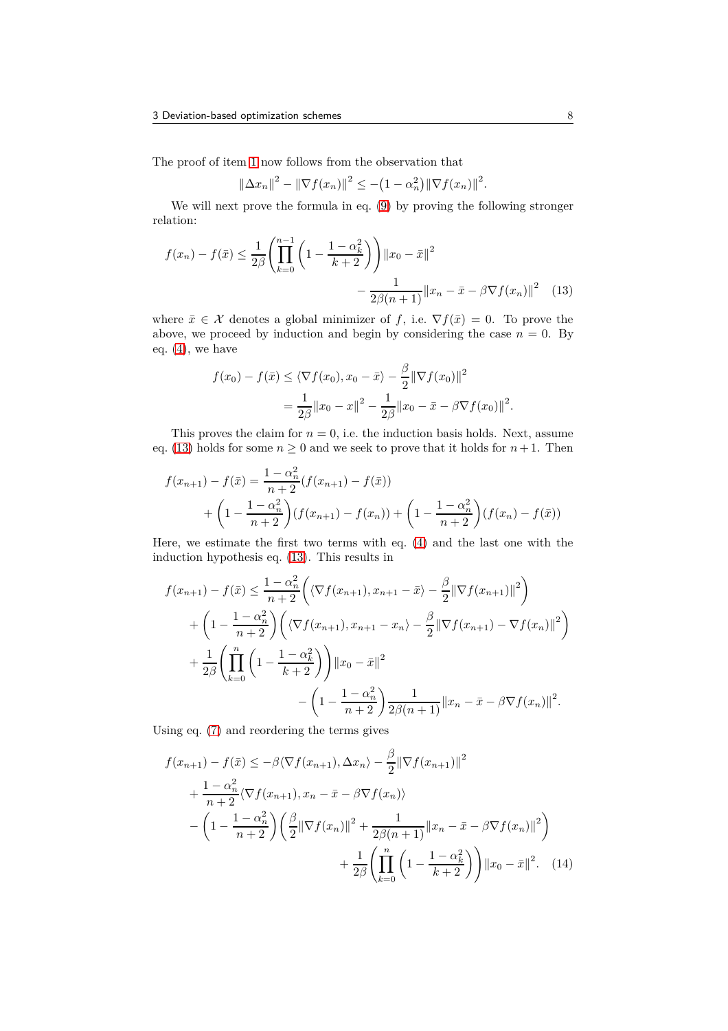The proof of item 1 now follows from the observation that

$$\|\Delta x_n\|^2 - \|\nabla f(x_n)\|^2 \leq -\big(1-\alpha_n^2\big)\|\nabla f(x_n)\|^2.$$

We will next prove the formula in eq. (9) by proving the following stronger relation:

$$f(x_n) - f(\bar{x}) \leq \frac{1}{2\beta}\left(\prod_{k=0}^{n-1}\left(1 - \frac{1-\alpha_k^2}{k+2}\right)\right)\|x_0 - \bar{x}\|^2 - \frac{1}{2\beta(n+1)}\|x_n - \bar{x} - \beta\nabla f(x_n)\|^2 \quad (13)$$

where $\bar{x} \in \mathcal{X}$ denotes a global minimizer of $f$, i.e. $\nabla f(\bar{x}) = 0$. To prove the above, we proceed by induction and begin by considering the case $n = 0$. By eq. (4), we have

$$\begin{aligned} f(x_0) - f(\bar{x}) &\leq \langle \nabla f(x_0), x_0 - \bar{x}\rangle - \frac{\beta}{2}\|\nabla f(x_0)\|^2 \\ &= \frac{1}{2\beta}\|x_0 - x\|^2 - \frac{1}{2\beta}\|x_0 - \bar{x} - \beta\nabla f(x_0)\|^2. \end{aligned}$$

This proves the claim for $n = 0$, i.e. the induction basis holds. Next, assume eq. (13) holds for some $n \geq 0$ and we seek to prove that it holds for $n+1$. Then

$$\begin{aligned} f(x_{n+1}) - f(\bar{x}) &= \frac{1-\alpha_n^2}{n+2}(f(x_{n+1}) - f(\bar{x})) \\ &\quad + \left(1 - \frac{1-\alpha_n^2}{n+2}\right)(f(x_{n+1}) - f(x_n)) + \left(1 - \frac{1-\alpha_n^2}{n+2}\right)(f(x_n) - f(\bar{x})) \end{aligned}$$

Here, we estimate the first two terms with eq. (4) and the last one with the induction hypothesis eq. (13). This results in

$$\begin{aligned} f(x_{n+1}) - f(\bar{x}) &\leq \frac{1-\alpha_n^2}{n+2}\left(\langle \nabla f(x_{n+1}), x_{n+1} - \bar{x}\rangle - \frac{\beta}{2}\|\nabla f(x_{n+1})\|^2\right) \\ &\quad + \left(1 - \frac{1-\alpha_n^2}{n+2}\right)\left(\langle \nabla f(x_{n+1}), x_{n+1} - x_n\rangle - \frac{\beta}{2}\|\nabla f(x_{n+1}) - \nabla f(x_n)\|^2\right) \\ &\quad + \frac{1}{2\beta}\left(\prod_{k=0}^{n}\left(1 - \frac{1-\alpha_k^2}{k+2}\right)\right)\|x_0 - \bar{x}\|^2 \\ &\quad - \left(1 - \frac{1-\alpha_n^2}{n+2}\right)\frac{1}{2\beta(n+1)}\|x_n - \bar{x} - \beta\nabla f(x_n)\|^2. \end{aligned}$$

Using eq. (7) and reordering the terms gives

$$\begin{aligned} f(x_{n+1}) - f(\bar{x}) &\leq -\beta\langle \nabla f(x_{n+1}), \Delta x_n\rangle - \frac{\beta}{2}\|\nabla f(x_{n+1})\|^2 \\ &\quad + \frac{1-\alpha_n^2}{n+2}\langle \nabla f(x_{n+1}), x_n - \bar{x} - \beta\nabla f(x_n)\rangle \\ &\quad - \left(1 - \frac{1-\alpha_n^2}{n+2}\right)\left(\frac{\beta}{2}\|\nabla f(x_n)\|^2 + \frac{1}{2\beta(n+1)}\|x_n - \bar{x} - \beta\nabla f(x_n)\|^2\right) \\ &\quad + \frac{1}{2\beta}\left(\prod_{k=0}^{n}\left(1 - \frac{1-\alpha_k^2}{k+2}\right)\right)\|x_0 - \bar{x}\|^2. \quad (14) \end{aligned}$$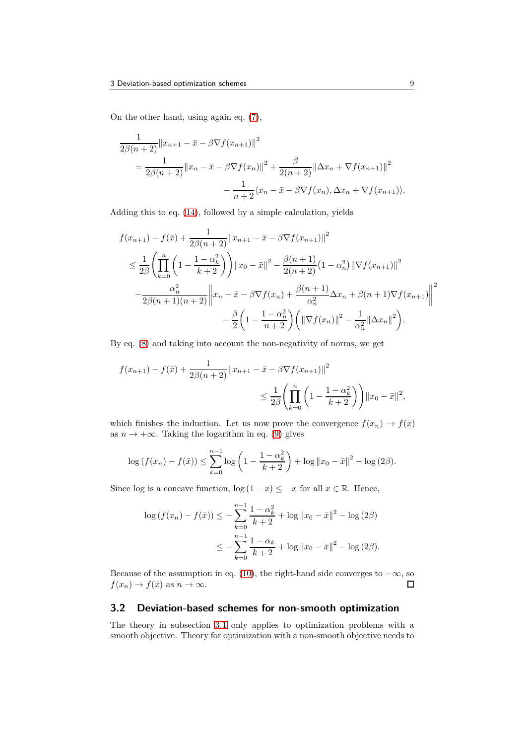On the other hand, using again eq. (7),

$$
\begin{aligned}
&\frac{1}{2\beta(n+2)}\|x_{n+1} - \bar{x} - \beta\nabla f(x_{n+1})\|^2 \\
&\quad = \frac{1}{2\beta(n+2)}\|x_n - \bar{x} - \beta\nabla f(x_n)\|^2 + \frac{\beta}{2(n+2)}\|\Delta x_n + \nabla f(x_{n+1})\|^2 \\
&\qquad\qquad - \frac{1}{n+2}\langle x_n - \bar{x} - \beta\nabla f(x_n), \Delta x_n + \nabla f(x_{n+1})\rangle.
\end{aligned}
$$

Adding this to eq. (14), followed by a simple calculation, yields

$$
\begin{aligned}
&f(x_{n+1}) - f(\bar{x}) + \frac{1}{2\beta(n+2)}\|x_{n+1} - \bar{x} - \beta\nabla f(x_{n+1})\|^2 \\
&\quad \leq \frac{1}{2\beta}\left(\prod_{k=0}^{n}\left(1 - \frac{1-\alpha_k^2}{k+2}\right)\right)\|x_0 - \bar{x}\|^2 - \frac{\beta(n+1)}{2(n+2)}(1-\alpha_n^2)\|\nabla f(x_{n+1})\|^2 \\
&\quad - \frac{\alpha_n^2}{2\beta(n+1)(n+2)}\left\|x_n - \bar{x} - \beta\nabla f(x_n) + \frac{\beta(n+1)}{\alpha_n^2}\Delta x_n + \beta(n+1)\nabla f(x_{n+1})\right\|^2 \\
&\qquad\qquad - \frac{\beta}{2}\left(1 - \frac{1-\alpha_n^2}{n+2}\right)\left(\|\nabla f(x_n)\|^2 - \frac{1}{\alpha_n^2}\|\Delta x_n\|^2\right).
\end{aligned}
$$

By eq. (8) and taking into account the non-negativity of norms, we get

$$
\begin{aligned}
&f(x_{n+1}) - f(\bar{x}) + \frac{1}{2\beta(n+2)}\|x_{n+1} - \bar{x} - \beta\nabla f(x_{n+1})\|^2 \\
&\qquad\qquad \leq \frac{1}{2\beta}\left(\prod_{k=0}^{n}\left(1 - \frac{1-\alpha_k^2}{k+2}\right)\right)\|x_0 - \bar{x}\|^2,
\end{aligned}
$$

which finishes the induction. Let us now prove the convergence $f(x_n) \to f(\bar{x})$ as $n \to +\infty$. Taking the logarithm in eq. (9) gives

$$
\log\left(f(x_n) - f(\bar{x})\right) \leq \sum_{k=0}^{n-1}\log\left(1 - \frac{1-\alpha_k^2}{k+2}\right) + \log\|x_0 - \bar{x}\|^2 - \log(2\beta).
$$

Since log is a concave function, $\log(1-x) \leq -x$ for all $x \in \mathbb{R}$. Hence,

$$
\begin{aligned}
\log\left(f(x_n) - f(\bar{x})\right) &\leq -\sum_{k=0}^{n-1}\frac{1-\alpha_k^2}{k+2} + \log\|x_0 - \bar{x}\|^2 - \log(2\beta) \\
&\leq -\sum_{k=0}^{n-1}\frac{1-\alpha_k}{k+2} + \log\|x_0 - \bar{x}\|^2 - \log(2\beta).
\end{aligned}
$$

Because of the assumption in eq. (10), the right-hand side converges to $-\infty$, so $f(x_n) \to f(\bar{x})$ as $n \to \infty$. ☐

## 3.2 Deviation-based schemes for non-smooth optimization

The theory in subsection 3.1 only applies to optimization problems with a smooth objective. Theory for optimization with a non-smooth objective needs to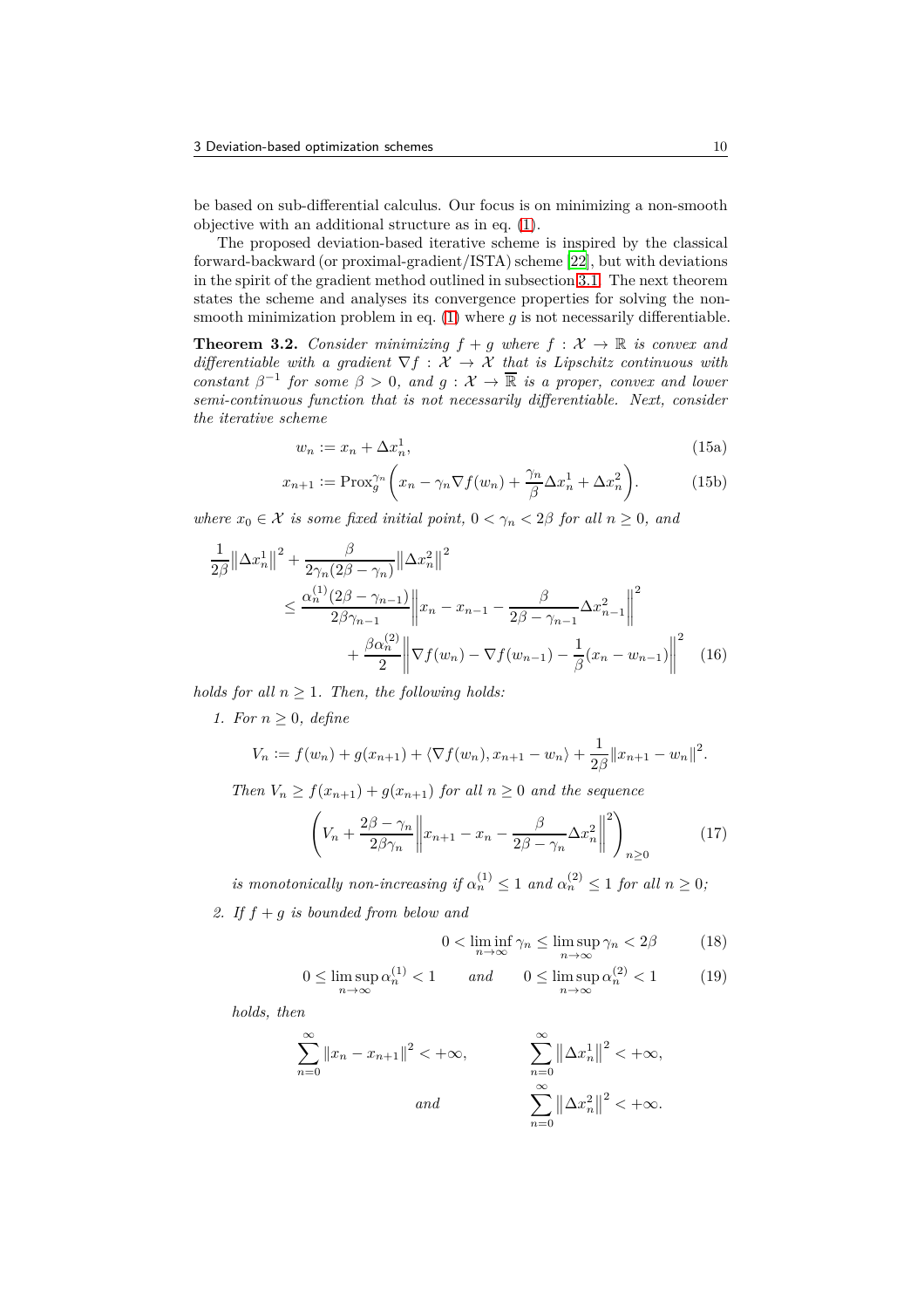be based on sub-differential calculus. Our focus is on minimizing a non-smooth objective with an additional structure as in eq. (1).

The proposed deviation-based iterative scheme is inspired by the classical forward-backward (or proximal-gradient/ISTA) scheme [22], but with deviations in the spirit of the gradient method outlined in subsection 3.1. The next theorem states the scheme and analyses its convergence properties for solving the non-smooth minimization problem in eq. (1) where $g$ is not necessarily differentiable.

**Theorem 3.2.** *Consider minimizing $f + g$ where $f : \mathcal{X} \to \mathbb{R}$ is convex and differentiable with a gradient $\nabla f : \mathcal{X} \to \mathcal{X}$ that is Lipschitz continuous with constant $\beta^{-1}$ for some $\beta > 0$, and $g : \mathcal{X} \to \overline{\mathbb{R}}$ is a proper, convex and lower semi-continuous function that is not necessarily differentiable. Next, consider the iterative scheme*

$$w_n := x_n + \Delta x_n^1, \tag{15a}$$

$$x_{n+1} := \operatorname{Prox}_g^{\gamma_n}\Big(x_n - \gamma_n \nabla f(w_n) + \frac{\gamma_n}{\beta}\Delta x_n^1 + \Delta x_n^2\Big). \tag{15b}$$

*where $x_0 \in \mathcal{X}$ is some fixed initial point, $0 < \gamma_n < 2\beta$ for all $n \geq 0$, and*

$$\begin{aligned}
\frac{1}{2\beta}\big\|\Delta x_n^1\big\|^2 + \frac{\beta}{2\gamma_n(2\beta - \gamma_n)}\big\|\Delta x_n^2\big\|^2 \\
\leq \frac{\alpha_n^{(1)}(2\beta - \gamma_{n-1})}{2\beta\gamma_{n-1}}\Big\|x_n - x_{n-1} - \frac{\beta}{2\beta - \gamma_{n-1}}\Delta x_{n-1}^2\Big\|^2 \\
+ \frac{\beta\alpha_n^{(2)}}{2}\Big\|\nabla f(w_n) - \nabla f(w_{n-1}) - \frac{1}{\beta}(x_n - w_{n-1})\Big\|^2
\end{aligned} \tag{16}$$

*holds for all $n \geq 1$. Then, the following holds:*

1. *For $n \geq 0$, define*

$$V_n := f(w_n) + g(x_{n+1}) + \langle \nabla f(w_n), x_{n+1} - w_n \rangle + \frac{1}{2\beta}\|x_{n+1} - w_n\|^2.$$

   *Then $V_n \geq f(x_{n+1}) + g(x_{n+1})$ for all $n \geq 0$ and the sequence*

$$\left(V_n + \frac{2\beta - \gamma_n}{2\beta\gamma_n}\Big\|x_{n+1} - x_n - \frac{\beta}{2\beta - \gamma_n}\Delta x_n^2\Big\|^2\right)_{n \geq 0} \tag{17}$$

   *is monotonically non-increasing if $\alpha_n^{(1)} \leq 1$ and $\alpha_n^{(2)} \leq 1$ for all $n \geq 0$;*

2. *If $f + g$ is bounded from below and*

$$0 < \liminf_{n\to\infty} \gamma_n \leq \limsup_{n\to\infty} \gamma_n < 2\beta \tag{18}$$

$$0 \leq \limsup_{n\to\infty} \alpha_n^{(1)} < 1 \qquad \text{and} \qquad 0 \leq \limsup_{n\to\infty} \alpha_n^{(2)} < 1 \tag{19}$$

   *holds, then*

$$\sum_{n=0}^{\infty} \|x_n - x_{n+1}\|^2 < +\infty, \qquad \sum_{n=0}^{\infty} \big\|\Delta x_n^1\big\|^2 < +\infty,$$

$$\text{and} \qquad \sum_{n=0}^{\infty} \big\|\Delta x_n^2\big\|^2 < +\infty.$$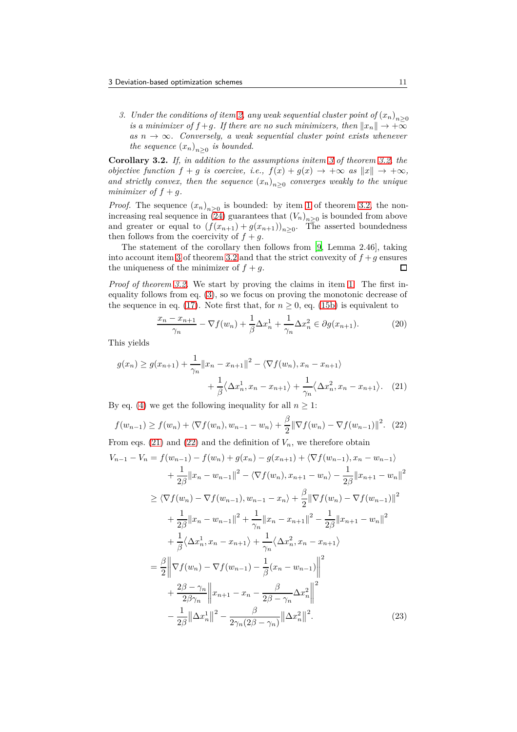3. *Under the conditions of item 2, any weak sequential cluster point of $(x_n)_{n\geq 0}$ is a minimizer of $f+g$. If there are no such minimizers, then $\|x_n\| \to +\infty$ as $n \to \infty$. Conversely, a weak sequential cluster point exists whenever the sequence $(x_n)_{n\geq 0}$ is bounded.*

**Corollary 3.2.** *If, in addition to the assumptions initem 3 of theorem 3.2, the objective function $f+g$ is coercive, i.e., $f(x)+g(x) \to +\infty$ as $\|x\| \to +\infty$, and strictly convex, then the sequence $(x_n)_{n\geq 0}$ converges weakly to the unique minimizer of $f+g$.*

*Proof.* The sequence $(x_n)_{n\geq 0}$ is bounded: by item 1 of theorem 3.2, the non-increasing real sequence in (24) guarantees that $(V_n)_{n\geq 0}$ is bounded from above and greater or equal to $(f(x_{n+1})+g(x_{n+1}))_{n\geq 0}$. The asserted boundedness then follows from the coercivity of $f+g$.

The statement of the corollary then follows from [9, Lemma 2.46], taking into account item 3 of theorem 3.2 and that the strict convexity of $f+g$ ensures the uniqueness of the minimizer of $f+g$. ☐

*Proof of theorem 3.2.* We start by proving the claims in item 1. The first inequality follows from eq. (3), so we focus on proving the monotonic decrease of the sequence in eq. (17). Note first that, for $n \geq 0$, eq. (15b) is equivalent to

$$\frac{x_n - x_{n+1}}{\gamma_n} - \nabla f(w_n) + \frac{1}{\beta}\Delta x_n^1 + \frac{1}{\gamma_n}\Delta x_n^2 \in \partial g(x_{n+1}). \tag{20}$$

This yields

$$\begin{aligned} g(x_n) \geq g(x_{n+1}) &+ \frac{1}{\gamma_n}\|x_n - x_{n+1}\|^2 - \langle \nabla f(w_n), x_n - x_{n+1}\rangle \\ &+ \frac{1}{\beta}\langle \Delta x_n^1, x_n - x_{n+1}\rangle + \frac{1}{\gamma_n}\langle \Delta x_n^2, x_n - x_{n+1}\rangle. \end{aligned} \tag{21}$$

By eq. (4) we get the following inequality for all $n \geq 1$:

$$f(w_{n-1}) \geq f(w_n) + \langle \nabla f(w_n), w_{n-1} - w_n\rangle + \frac{\beta}{2}\|\nabla f(w_n) - \nabla f(w_{n-1})\|^2. \tag{22}$$

From eqs. (21) and (22) and the definition of $V_n$, we therefore obtain

$$\begin{aligned} V_{n-1} - V_n &= f(w_{n-1}) - f(w_n) + g(x_n) - g(x_{n+1}) + \langle \nabla f(w_{n-1}), x_n - w_{n-1}\rangle \\ &\quad + \frac{1}{2\beta}\|x_n - w_{n-1}\|^2 - \langle \nabla f(w_n), x_{n+1} - w_n\rangle - \frac{1}{2\beta}\|x_{n+1} - w_n\|^2 \\ &\geq \langle \nabla f(w_n) - \nabla f(w_{n-1}), w_{n-1} - x_n\rangle + \frac{\beta}{2}\|\nabla f(w_n) - \nabla f(w_{n-1})\|^2 \\ &\quad + \frac{1}{2\beta}\|x_n - w_{n-1}\|^2 + \frac{1}{\gamma_n}\|x_n - x_{n+1}\|^2 - \frac{1}{2\beta}\|x_{n+1} - w_n\|^2 \\ &\quad + \frac{1}{\beta}\langle \Delta x_n^1, x_n - x_{n+1}\rangle + \frac{1}{\gamma_n}\langle \Delta x_n^2, x_n - x_{n+1}\rangle \\ &= \frac{\beta}{2}\left\|\nabla f(w_n) - \nabla f(w_{n-1}) - \frac{1}{\beta}(x_n - w_{n-1})\right\|^2 \\ &\quad + \frac{2\beta - \gamma_n}{2\beta\gamma_n}\left\|x_{n+1} - x_n - \frac{\beta}{2\beta - \gamma_n}\Delta x_n^2\right\|^2 \\ &\quad - \frac{1}{2\beta}\|\Delta x_n^1\|^2 - \frac{\beta}{2\gamma_n(2\beta - \gamma_n)}\|\Delta x_n^2\|^2. \end{aligned} \tag{23}$$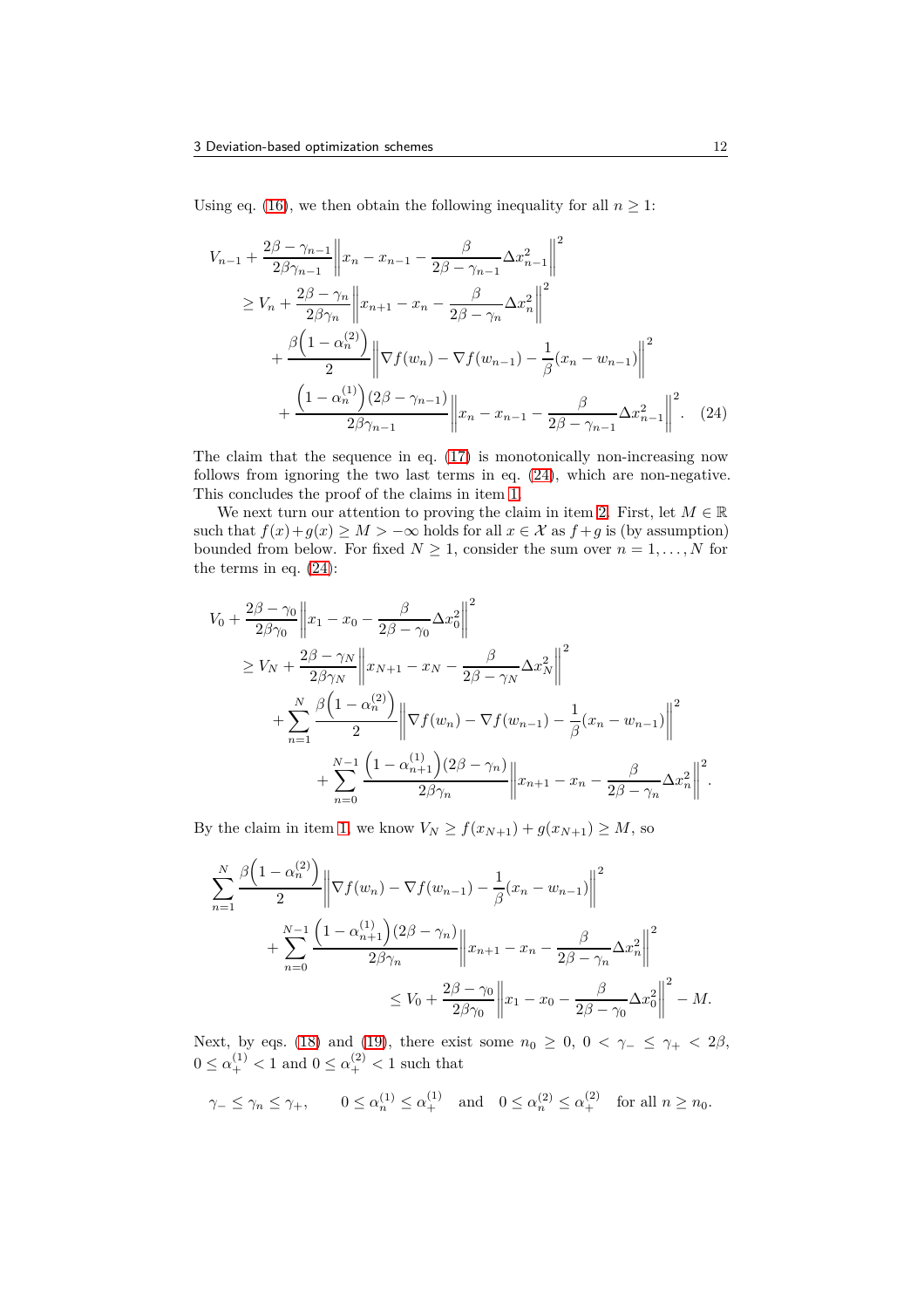Using eq. (16), we then obtain the following inequality for all $n \geq 1$:

$$
\begin{aligned}
V_{n-1} &+ \frac{2\beta - \gamma_{n-1}}{2\beta\gamma_{n-1}} \left\| x_n - x_{n-1} - \frac{\beta}{2\beta - \gamma_{n-1}} \Delta x_{n-1}^2 \right\|^2 \\
&\geq V_n + \frac{2\beta - \gamma_n}{2\beta\gamma_n} \left\| x_{n+1} - x_n - \frac{\beta}{2\beta - \gamma_n} \Delta x_n^2 \right\|^2 \\
&\quad + \frac{\beta\left(1 - \alpha_n^{(2)}\right)}{2} \left\| \nabla f(w_n) - \nabla f(w_{n-1}) - \frac{1}{\beta}(x_n - w_{n-1}) \right\|^2 \\
&\quad\quad + \frac{\left(1 - \alpha_n^{(1)}\right)(2\beta - \gamma_{n-1})}{2\beta\gamma_{n-1}} \left\| x_n - x_{n-1} - \frac{\beta}{2\beta - \gamma_{n-1}} \Delta x_{n-1}^2 \right\|^2. \quad (24)
\end{aligned}
$$

The claim that the sequence in eq. (17) is monotonically non-increasing now follows from ignoring the two last terms in eq. (24), which are non-negative. This concludes the proof of the claims in item 1.

We next turn our attention to proving the claim in item 2. First, let $M \in \mathbb{R}$ such that $f(x) + g(x) \geq M > -\infty$ holds for all $x \in \mathcal{X}$ as $f+g$ is (by assumption) bounded from below. For fixed $N \geq 1$, consider the sum over $n = 1, \ldots, N$ for the terms in eq. (24):

$$
\begin{aligned}
V_0 &+ \frac{2\beta - \gamma_0}{2\beta\gamma_0} \left\| x_1 - x_0 - \frac{\beta}{2\beta - \gamma_0} \Delta x_0^2 \right\|^2 \\
&\geq V_N + \frac{2\beta - \gamma_N}{2\beta\gamma_N} \left\| x_{N+1} - x_N - \frac{\beta}{2\beta - \gamma_N} \Delta x_N^2 \right\|^2 \\
&\quad + \sum_{n=1}^{N} \frac{\beta\left(1 - \alpha_n^{(2)}\right)}{2} \left\| \nabla f(w_n) - \nabla f(w_{n-1}) - \frac{1}{\beta}(x_n - w_{n-1}) \right\|^2 \\
&\quad\quad + \sum_{n=0}^{N-1} \frac{\left(1 - \alpha_{n+1}^{(1)}\right)(2\beta - \gamma_n)}{2\beta\gamma_n} \left\| x_{n+1} - x_n - \frac{\beta}{2\beta - \gamma_n} \Delta x_n^2 \right\|^2.
\end{aligned}
$$

By the claim in item 1, we know $V_N \geq f(x_{N+1}) + g(x_{N+1}) \geq M$, so

$$
\begin{aligned}
\sum_{n=1}^{N} &\frac{\beta\left(1 - \alpha_n^{(2)}\right)}{2} \left\| \nabla f(w_n) - \nabla f(w_{n-1}) - \frac{1}{\beta}(x_n - w_{n-1}) \right\|^2 \\
&+ \sum_{n=0}^{N-1} \frac{\left(1 - \alpha_{n+1}^{(1)}\right)(2\beta - \gamma_n)}{2\beta\gamma_n} \left\| x_{n+1} - x_n - \frac{\beta}{2\beta - \gamma_n} \Delta x_n^2 \right\|^2 \\
&\qquad\qquad \leq V_0 + \frac{2\beta - \gamma_0}{2\beta\gamma_0} \left\| x_1 - x_0 - \frac{\beta}{2\beta - \gamma_0} \Delta x_0^2 \right\|^2 - M.
\end{aligned}
$$

Next, by eqs. (18) and (19), there exist some $n_0 \geq 0$, $0 < \gamma_- \leq \gamma_+ < 2\beta$, $0 \leq \alpha_+^{(1)} < 1$ and $0 \leq \alpha_+^{(2)} < 1$ such that

$$
\gamma_- \leq \gamma_n \leq \gamma_+, \qquad 0 \leq \alpha_n^{(1)} \leq \alpha_+^{(1)} \quad \text{and} \quad 0 \leq \alpha_n^{(2)} \leq \alpha_+^{(2)} \quad \text{for all } n \geq n_0.
$$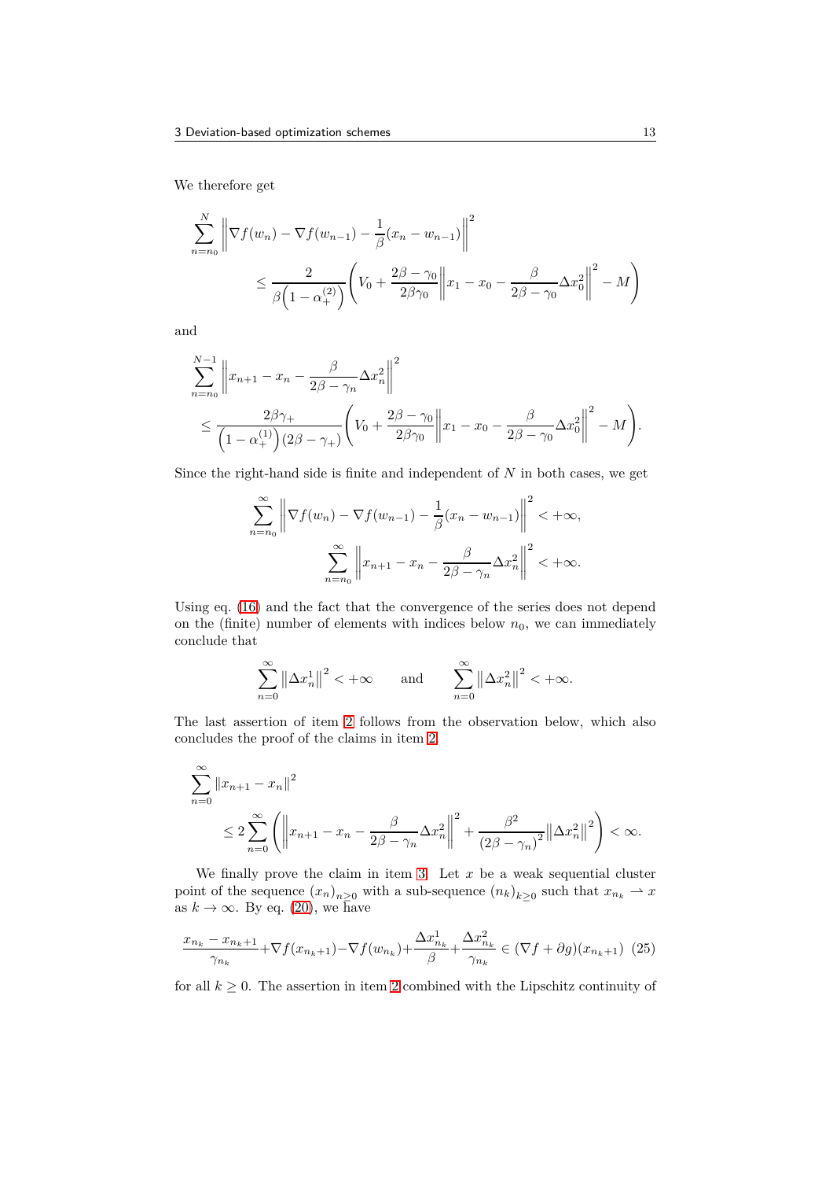We therefore get

$$\sum_{n=n_0}^{N} \left\| \nabla f(w_n) - \nabla f(w_{n-1}) - \frac{1}{\beta}(x_n - w_{n-1}) \right\|^2 \\ \leq \frac{2}{\beta\left(1 - \alpha_+^{(2)}\right)} \left( V_0 + \frac{2\beta - \gamma_0}{2\beta\gamma_0} \left\| x_1 - x_0 - \frac{\beta}{2\beta - \gamma_0} \Delta x_0^2 \right\|^2 - M \right)$$

and

$$\sum_{n=n_0}^{N-1} \left\| x_{n+1} - x_n - \frac{\beta}{2\beta - \gamma_n} \Delta x_n^2 \right\|^2 \\ \leq \frac{2\beta\gamma_+}{\left(1 - \alpha_+^{(1)}\right)(2\beta - \gamma_+)} \left( V_0 + \frac{2\beta - \gamma_0}{2\beta\gamma_0} \left\| x_1 - x_0 - \frac{\beta}{2\beta - \gamma_0} \Delta x_0^2 \right\|^2 - M \right).$$

Since the right-hand side is finite and independent of $N$ in both cases, we get

$$\sum_{n=n_0}^{\infty} \left\| \nabla f(w_n) - \nabla f(w_{n-1}) - \frac{1}{\beta}(x_n - w_{n-1}) \right\|^2 < +\infty,$$

$$\sum_{n=n_0}^{\infty} \left\| x_{n+1} - x_n - \frac{\beta}{2\beta - \gamma_n} \Delta x_n^2 \right\|^2 < +\infty.$$

Using eq. (16) and the fact that the convergence of the series does not depend on the (finite) number of elements with indices below $n_0$, we can immediately conclude that

$$\sum_{n=0}^{\infty} \left\| \Delta x_n^1 \right\|^2 < +\infty \qquad \text{and} \qquad \sum_{n=0}^{\infty} \left\| \Delta x_n^2 \right\|^2 < +\infty.$$

The last assertion of item 2 follows from the observation below, which also concludes the proof of the claims in item 2.

$$\sum_{n=0}^{\infty} \| x_{n+1} - x_n \|^2 \\ \leq 2 \sum_{n=0}^{\infty} \left( \left\| x_{n+1} - x_n - \frac{\beta}{2\beta - \gamma_n} \Delta x_n^2 \right\|^2 + \frac{\beta^2}{(2\beta - \gamma_n)^2} \left\| \Delta x_n^2 \right\|^2 \right) < \infty.$$

We finally prove the claim in item 3. Let $x$ be a weak sequential cluster point of the sequence $(x_n)_{n\geq 0}$ with a sub-sequence $(n_k)_{k\geq 0}$ such that $x_{n_k} \rightharpoonup x$ as $k \to \infty$. By eq. (20), we have

$$\frac{x_{n_k} - x_{n_k+1}}{\gamma_{n_k}} + \nabla f(x_{n_k+1}) - \nabla f(w_{n_k}) + \frac{\Delta x_{n_k}^1}{\beta} + \frac{\Delta x_{n_k}^2}{\gamma_{n_k}} \in (\nabla f + \partial g)(x_{n_k+1}) \quad (25)$$

for all $k \geq 0$. The assertion in item 2 combined with the Lipschitz continuity of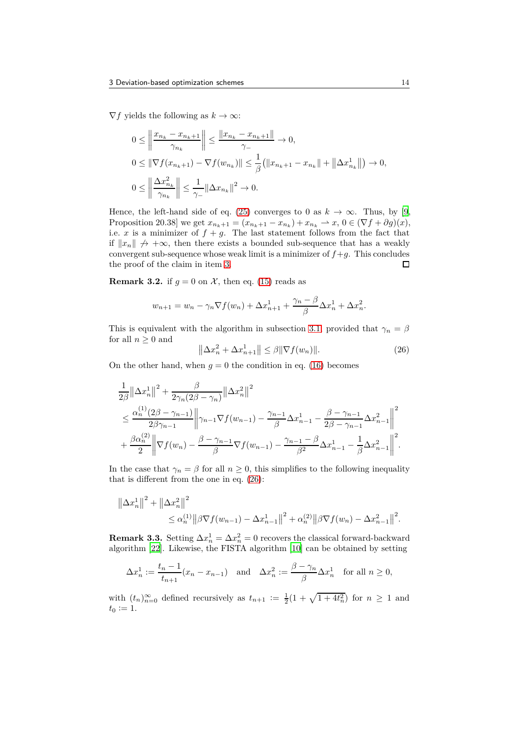$\nabla f$ yields the following as $k \to \infty$:

$$
\begin{aligned}
&0 \le \left\| \frac{x_{n_k} - x_{n_k+1}}{\gamma_{n_k}} \right\| \le \frac{\|x_{n_k} - x_{n_k+1}\|}{\gamma_-} \to 0, \\
&0 \le \|\nabla f(x_{n_k+1}) - \nabla f(w_{n_k})\| \le \frac{1}{\beta}\left(\|x_{n_k+1} - x_{n_k}\| + \left\|\Delta x^1_{n_k}\right\|\right) \to 0, \\
&0 \le \left\| \frac{\Delta x^2_{n_k}}{\gamma_{n_k}} \right\| \le \frac{1}{\gamma_-}\|\Delta x_{n_k}\|^2 \to 0.
\end{aligned}
$$

Hence, the left-hand side of eq. (25) converges to 0 as $k \to \infty$. Thus, by [9, Proposition 20.38] we get $x_{n_k+1} = (x_{n_k+1} - x_{n_k}) + x_{n_k} \rightharpoonup x$, $0 \in (\nabla f + \partial g)(x)$, i.e. $x$ is a minimizer of $f + g$. The last statement follows from the fact that if $\|x_n\| \not\to +\infty$, then there exists a bounded sub-sequence that has a weakly convergent sub-sequence whose weak limit is a minimizer of $f+g$. This concludes the proof of the claim in item 3. □

**Remark 3.2.** if $g = 0$ on $\mathcal{X}$, then eq. (15) reads as

$$
w_{n+1} = w_n - \gamma_n \nabla f(w_n) + \Delta x^1_{n+1} + \frac{\gamma_n - \beta}{\beta}\Delta x^1_n + \Delta x^2_n.
$$

This is equivalent with the algorithm in subsection 3.1, provided that $\gamma_n = \beta$ for all $n \ge 0$ and

$$
\left\|\Delta x^2_n + \Delta x^1_{n+1}\right\| \le \beta \|\nabla f(w_n)\|. \tag{26}
$$

On the other hand, when $g = 0$ the condition in eq. (16) becomes

$$
\begin{aligned}
&\frac{1}{2\beta}\left\|\Delta x^1_n\right\|^2 + \frac{\beta}{2\gamma_n(2\beta - \gamma_n)}\left\|\Delta x^2_n\right\|^2 \\
&\le \frac{\alpha^{(1)}_n (2\beta - \gamma_{n-1})}{2\beta\gamma_{n-1}} \left\| \gamma_{n-1}\nabla f(w_{n-1}) - \frac{\gamma_{n-1}}{\beta}\Delta x^1_{n-1} - \frac{\beta - \gamma_{n-1}}{2\beta - \gamma_{n-1}}\Delta x^2_{n-1} \right\|^2 \\
&+ \frac{\beta\alpha^{(2)}_n}{2}\left\| \nabla f(w_n) - \frac{\beta - \gamma_{n-1}}{\beta}\nabla f(w_{n-1}) - \frac{\gamma_{n-1} - \beta}{\beta^2}\Delta x^1_{n-1} - \frac{1}{\beta}\Delta x^2_{n-1} \right\|^2.
\end{aligned}
$$

In the case that $\gamma_n = \beta$ for all $n \ge 0$, this simplifies to the following inequality that is different from the one in eq. (26):

$$
\begin{aligned}
&\left\|\Delta x^1_n\right\|^2 + \left\|\Delta x^2_n\right\|^2 \\
&\qquad \le \alpha^{(1)}_n \left\|\beta\nabla f(w_{n-1}) - \Delta x^1_{n-1}\right\|^2 + \alpha^{(2)}_n \left\|\beta\nabla f(w_n) - \Delta x^2_{n-1}\right\|^2.
\end{aligned}
$$

**Remark 3.3.** Setting $\Delta x^1_n = \Delta x^2_n = 0$ recovers the classical forward-backward algorithm [22]. Likewise, the FISTA algorithm [10] can be obtained by setting

$$
\Delta x^1_n := \frac{t_n - 1}{t_{n+1}}(x_n - x_{n-1}) \quad \text{and} \quad \Delta x^2_n := \frac{\beta - \gamma_n}{\beta}\Delta x^1_n \quad \text{for all } n \ge 0,
$$

with $(t_n)_{n=0}^\infty$ defined recursively as $t_{n+1} := \frac{1}{2}(1 + \sqrt{1 + 4t_n^2})$ for $n \ge 1$ and $t_0 := 1$.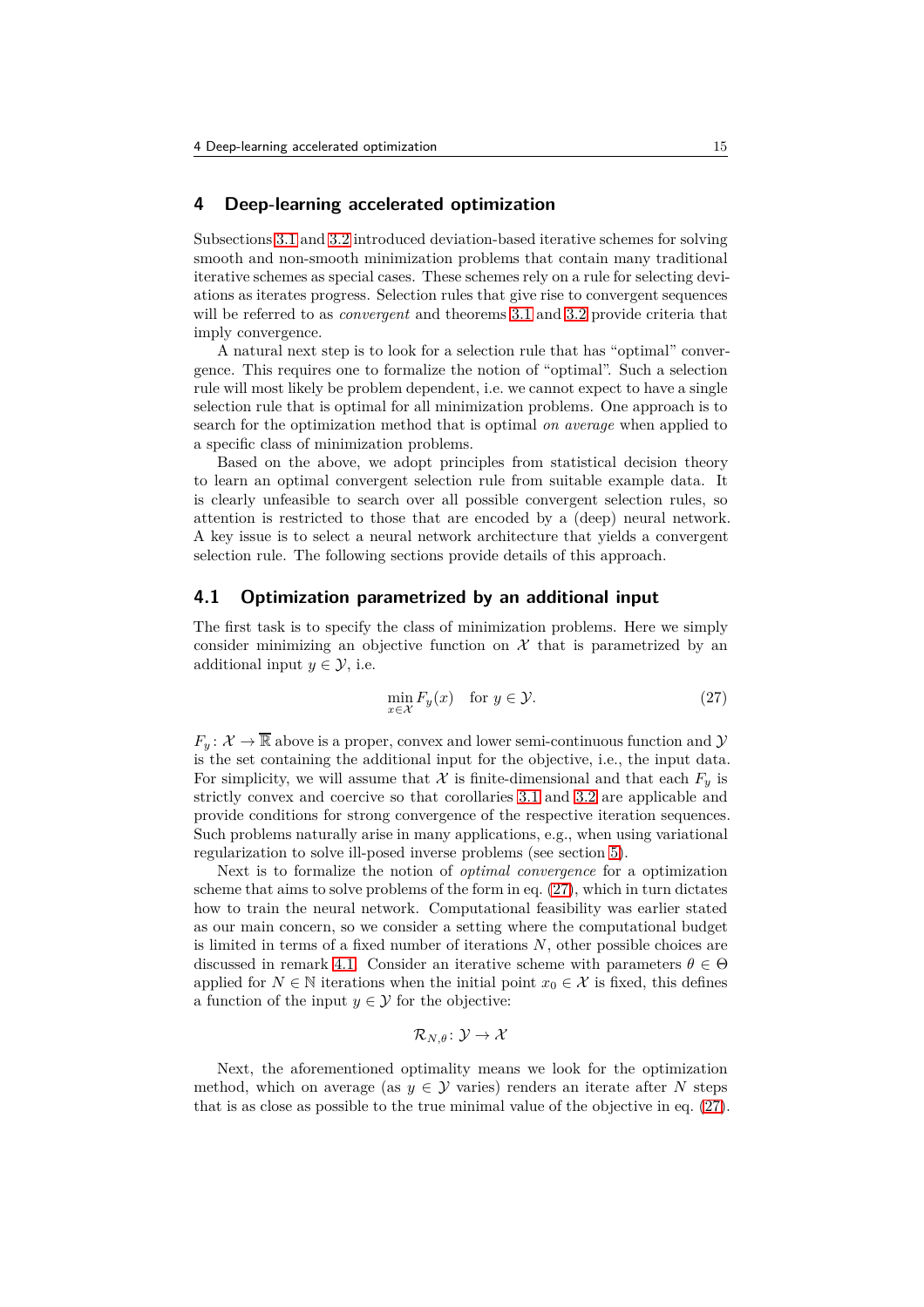# 4 Deep-learning accelerated optimization

Subsections 3.1 and 3.2 introduced deviation-based iterative schemes for solving smooth and non-smooth minimization problems that contain many traditional iterative schemes as special cases. These schemes rely on a rule for selecting deviations as iterates progress. Selection rules that give rise to convergent sequences will be referred to as *convergent* and theorems 3.1 and 3.2 provide criteria that imply convergence.

A natural next step is to look for a selection rule that has "optimal" convergence. This requires one to formalize the notion of "optimal". Such a selection rule will most likely be problem dependent, i.e. we cannot expect to have a single selection rule that is optimal for all minimization problems. One approach is to search for the optimization method that is optimal *on average* when applied to a specific class of minimization problems.

Based on the above, we adopt principles from statistical decision theory to learn an optimal convergent selection rule from suitable example data. It is clearly unfeasible to search over all possible convergent selection rules, so attention is restricted to those that are encoded by a (deep) neural network. A key issue is to select a neural network architecture that yields a convergent selection rule. The following sections provide details of this approach.

## 4.1 Optimization parametrized by an additional input

The first task is to specify the class of minimization problems. Here we simply consider minimizing an objective function on $\mathcal{X}$ that is parametrized by an additional input $y \in \mathcal{Y}$, i.e.

$$\min_{x \in \mathcal{X}} F_y(x) \quad \text{for } y \in \mathcal{Y}. \tag{27}$$

$F_y \colon \mathcal{X} \to \overline{\mathbb{R}}$ above is a proper, convex and lower semi-continuous function and $\mathcal{Y}$ is the set containing the additional input for the objective, i.e., the input data. For simplicity, we will assume that $\mathcal{X}$ is finite-dimensional and that each $F_y$ is strictly convex and coercive so that corollaries 3.1 and 3.2 are applicable and provide conditions for strong convergence of the respective iteration sequences. Such problems naturally arise in many applications, e.g., when using variational regularization to solve ill-posed inverse problems (see section 5).

Next is to formalize the notion of *optimal convergence* for a optimization scheme that aims to solve problems of the form in eq. (27), which in turn dictates how to train the neural network. Computational feasibility was earlier stated as our main concern, so we consider a setting where the computational budget is limited in terms of a fixed number of iterations $N$, other possible choices are discussed in remark 4.1. Consider an iterative scheme with parameters $\theta \in \Theta$ applied for $N \in \mathbb{N}$ iterations when the initial point $x_0 \in \mathcal{X}$ is fixed, this defines a function of the input $y \in \mathcal{Y}$ for the objective:

$$\mathcal{R}_{N,\theta} \colon \mathcal{Y} \to \mathcal{X}$$

Next, the aforementioned optimality means we look for the optimization method, which on average (as $y \in \mathcal{Y}$ varies) renders an iterate after $N$ steps that is as close as possible to the true minimal value of the objective in eq. (27).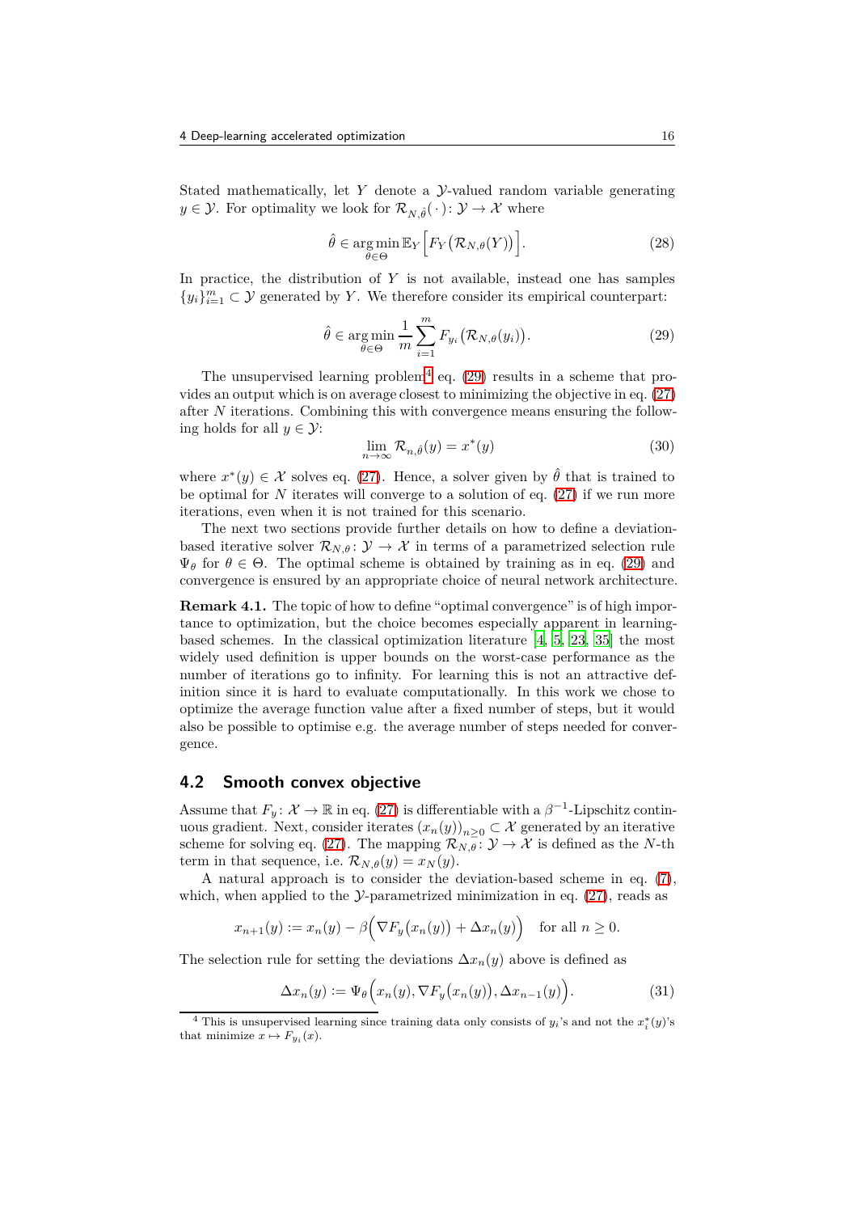Stated mathematically, let $Y$ denote a $\mathcal{Y}$-valued random variable generating $y \in \mathcal{Y}$. For optimality we look for $\mathcal{R}_{N,\hat{\theta}}(\,\cdot\,) \colon \mathcal{Y} \to \mathcal{X}$ where

$$\hat{\theta} \in \operatorname*{arg\,min}_{\theta \in \Theta} \mathbb{E}_Y \Big[ F_Y\big(\mathcal{R}_{N,\theta}(Y)\big) \Big]. \tag{28}$$

In practice, the distribution of $Y$ is not available, instead one has samples $\{y_i\}_{i=1}^m \subset \mathcal{Y}$ generated by $Y$. We therefore consider its empirical counterpart:

$$\hat{\theta} \in \operatorname*{arg\,min}_{\theta \in \Theta} \frac{1}{m} \sum_{i=1}^{m} F_{y_i}\big(\mathcal{R}_{N,\theta}(y_i)\big). \tag{29}$$

The unsupervised learning problem[4] eq. (29) results in a scheme that provides an output which is on average closest to minimizing the objective in eq. (27) after $N$ iterations. Combining this with convergence means ensuring the following holds for all $y \in \mathcal{Y}$:

$$\lim_{n \to \infty} \mathcal{R}_{n,\hat{\theta}}(y) = x^*(y) \tag{30}$$

where $x^*(y) \in \mathcal{X}$ solves eq. (27). Hence, a solver given by $\hat{\theta}$ that is trained to be optimal for $N$ iterates will converge to a solution of eq. (27) if we run more iterations, even when it is not trained for this scenario.

The next two sections provide further details on how to define a deviation-based iterative solver $\mathcal{R}_{N,\theta} \colon \mathcal{Y} \to \mathcal{X}$ in terms of a parametrized selection rule $\Psi_\theta$ for $\theta \in \Theta$. The optimal scheme is obtained by training as in eq. (29) and convergence is ensured by an appropriate choice of neural network architecture.

**Remark 4.1.** The topic of how to define "optimal convergence" is of high importance to optimization, but the choice becomes especially apparent in learning-based schemes. In the classical optimization literature [4, 5, 23, 35] the most widely used definition is upper bounds on the worst-case performance as the number of iterations go to infinity. For learning this is not an attractive definition since it is hard to evaluate computationally. In this work we chose to optimize the average function value after a fixed number of steps, but it would also be possible to optimise e.g. the average number of steps needed for convergence.

## 4.2 Smooth convex objective

Assume that $F_y \colon \mathcal{X} \to \mathbb{R}$ in eq. (27) is differentiable with a $\beta^{-1}$-Lipschitz continuous gradient. Next, consider iterates $\big(x_n(y)\big)_{n \geq 0} \subset \mathcal{X}$ generated by an iterative scheme for solving eq. (27). The mapping $\mathcal{R}_{N,\theta} \colon \mathcal{Y} \to \mathcal{X}$ is defined as the $N$-th term in that sequence, i.e. $\mathcal{R}_{N,\theta}(y) = x_N(y)$.

A natural approach is to consider the deviation-based scheme in eq. (7), which, when applied to the $\mathcal{Y}$-parametrized minimization in eq. (27), reads as

$$x_{n+1}(y) := x_n(y) - \beta\Big(\nabla F_y\big(x_n(y)\big) + \Delta x_n(y)\Big) \quad \text{for all } n \geq 0.$$

The selection rule for setting the deviations $\Delta x_n(y)$ above is defined as

$$\Delta x_n(y) := \Psi_\theta\Big(x_n(y), \nabla F_y\big(x_n(y)\big), \Delta x_{n-1}(y)\Big). \tag{31}$$

[4] This is unsupervised learning since training data only consists of $y_i$'s and not the $x_i^*(y)$'s that minimize $x \mapsto F_{y_i}(x)$.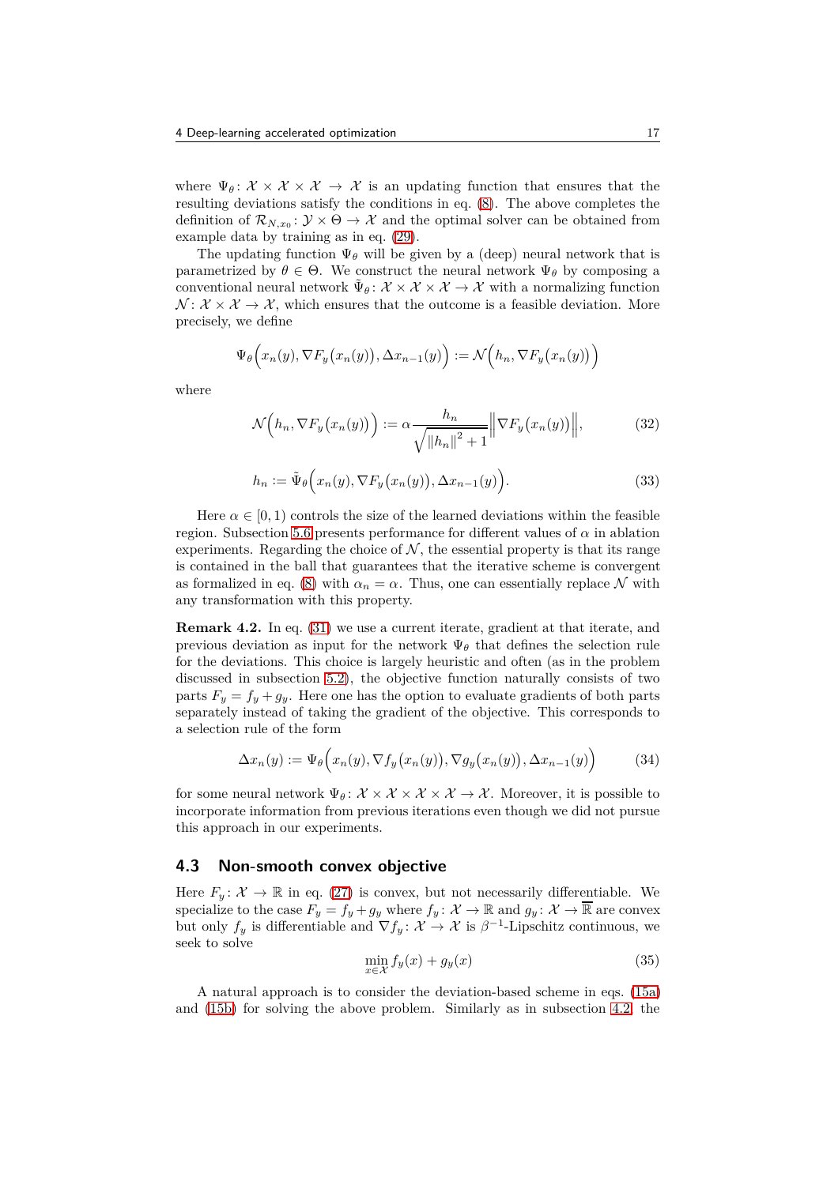where $\Psi_\theta \colon \mathcal{X} \times \mathcal{X} \times \mathcal{X} \to \mathcal{X}$ is an updating function that ensures that the resulting deviations satisfy the conditions in eq. (8). The above completes the definition of $\mathcal{R}_{N,x_0} \colon \mathcal{Y} \times \Theta \to \mathcal{X}$ and the optimal solver can be obtained from example data by training as in eq. (29).

The updating function $\Psi_\theta$ will be given by a (deep) neural network that is parametrized by $\theta \in \Theta$. We construct the neural network $\Psi_\theta$ by composing a conventional neural network $\tilde{\Psi}_\theta \colon \mathcal{X} \times \mathcal{X} \times \mathcal{X} \to \mathcal{X}$ with a normalizing function $\mathcal{N} \colon \mathcal{X} \times \mathcal{X} \to \mathcal{X}$, which ensures that the outcome is a feasible deviation. More precisely, we define

$$\Psi_\theta\Big(x_n(y), \nabla F_y\big(x_n(y)\big), \Delta x_{n-1}(y)\Big) := \mathcal{N}\Big(h_n, \nabla F_y\big(x_n(y)\big)\Big)$$

where

$$\mathcal{N}\Big(h_n, \nabla F_y\big(x_n(y)\big)\Big) := \alpha \frac{h_n}{\sqrt{\|h_n\|^2 + 1}} \Big\|\nabla F_y\big(x_n(y)\big)\Big\|, \tag{32}$$

$$h_n := \tilde{\Psi}_\theta\Big(x_n(y), \nabla F_y\big(x_n(y)\big), \Delta x_{n-1}(y)\Big). \tag{33}$$

Here $\alpha \in [0, 1)$ controls the size of the learned deviations within the feasible region. Subsection 5.6 presents performance for different values of $\alpha$ in ablation experiments. Regarding the choice of $\mathcal{N}$, the essential property is that its range is contained in the ball that guarantees that the iterative scheme is convergent as formalized in eq. (8) with $\alpha_n = \alpha$. Thus, one can essentially replace $\mathcal{N}$ with any transformation with this property.

**Remark 4.2.** In eq. (31) we use a current iterate, gradient at that iterate, and previous deviation as input for the network $\Psi_\theta$ that defines the selection rule for the deviations. This choice is largely heuristic and often (as in the problem discussed in subsection 5.2), the objective function naturally consists of two parts $F_y = f_y + g_y$. Here one has the option to evaluate gradients of both parts separately instead of taking the gradient of the objective. This corresponds to a selection rule of the form

$$\Delta x_n(y) := \Psi_\theta\Big(x_n(y), \nabla f_y\big(x_n(y)\big), \nabla g_y\big(x_n(y)\big), \Delta x_{n-1}(y)\Big) \tag{34}$$

for some neural network $\Psi_\theta \colon \mathcal{X} \times \mathcal{X} \times \mathcal{X} \times \mathcal{X} \to \mathcal{X}$. Moreover, it is possible to incorporate information from previous iterations even though we did not pursue this approach in our experiments.

### 4.3 Non-smooth convex objective

Here $F_y \colon \mathcal{X} \to \mathbb{R}$ in eq. (27) is convex, but not necessarily differentiable. We specialize to the case $F_y = f_y + g_y$ where $f_y \colon \mathcal{X} \to \mathbb{R}$ and $g_y \colon \mathcal{X} \to \overline{\mathbb{R}}$ are convex but only $f_y$ is differentiable and $\nabla f_y \colon \mathcal{X} \to \mathcal{X}$ is $\beta^{-1}$-Lipschitz continuous, we seek to solve

$$\min_{x \in \mathcal{X}} f_y(x) + g_y(x) \tag{35}$$

A natural approach is to consider the deviation-based scheme in eqs. (15a) and (15b) for solving the above problem. Similarly as in subsection 4.2, the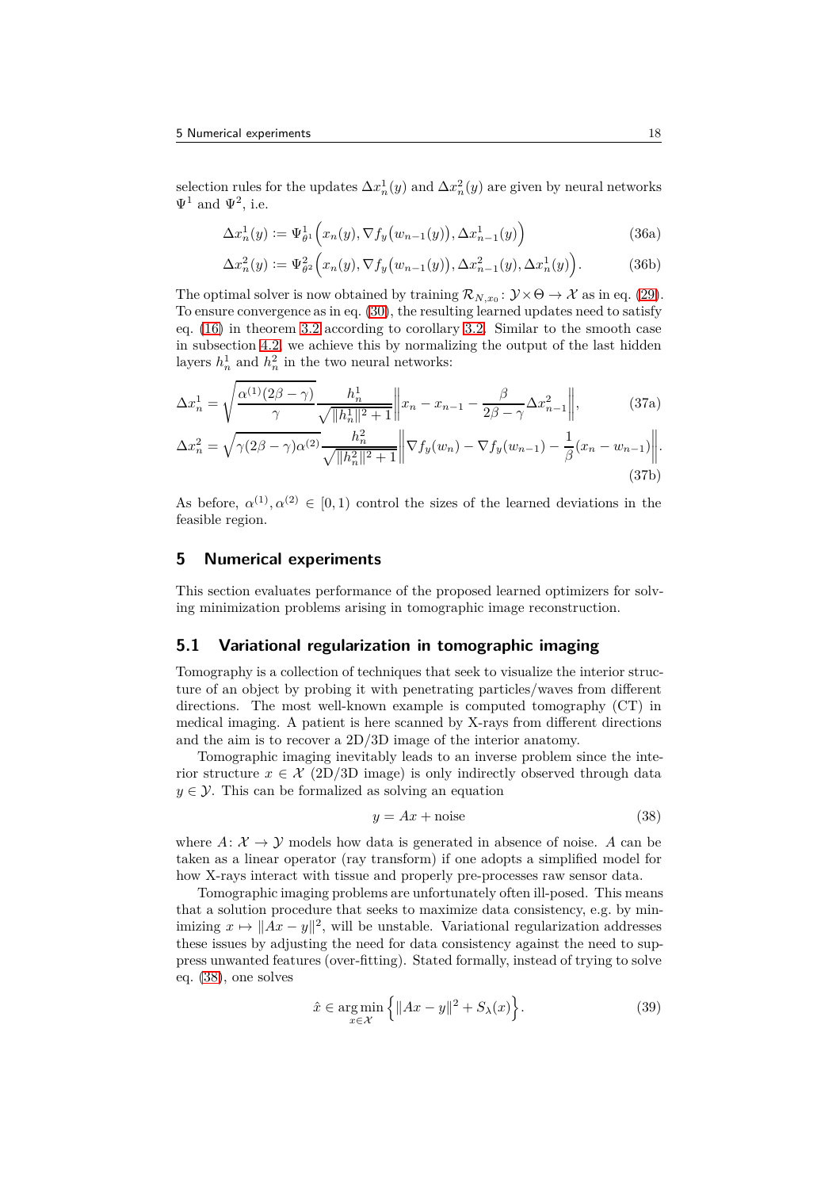selection rules for the updates $\Delta x_n^1(y)$ and $\Delta x_n^2(y)$ are given by neural networks $\Psi^1$ and $\Psi^2$, i.e.

$$\Delta x_n^1(y) := \Psi^1_{\theta^1}\Big(x_n(y), \nabla f_y\big(w_{n-1}(y)\big), \Delta x_{n-1}^1(y)\Big) \tag{36a}$$

$$\Delta x_n^2(y) := \Psi^2_{\theta^2}\Big(x_n(y), \nabla f_y\big(w_{n-1}(y)\big), \Delta x_{n-1}^2(y), \Delta x_n^1(y)\Big). \tag{36b}$$

The optimal solver is now obtained by training $\mathcal{R}_{N,x_0} \colon \mathcal{Y} \times \Theta \to \mathcal{X}$ as in eq. (29). To ensure convergence as in eq. (30), the resulting learned updates need to satisfy eq. (16) in theorem 3.2 according to corollary 3.2. Similar to the smooth case in subsection 4.2, we achieve this by normalizing the output of the last hidden layers $h_n^1$ and $h_n^2$ in the two neural networks:

$$\Delta x_n^1 = \sqrt{\frac{\alpha^{(1)}(2\beta-\gamma)}{\gamma}} \frac{h_n^1}{\sqrt{\|h_n^1\|^2+1}} \left\| x_n - x_{n-1} - \frac{\beta}{2\beta-\gamma}\Delta x_{n-1}^2 \right\|, \tag{37a}$$

$$\Delta x_n^2 = \sqrt{\gamma(2\beta-\gamma)\alpha^{(2)}} \frac{h_n^2}{\sqrt{\|h_n^2\|^2+1}} \left\| \nabla f_y(w_n) - \nabla f_y(w_{n-1}) - \frac{1}{\beta}(x_n - w_{n-1}) \right\|. \tag{37b}$$

As before, $\alpha^{(1)}, \alpha^{(2)} \in [0,1)$ control the sizes of the learned deviations in the feasible region.

## 5 Numerical experiments

This section evaluates performance of the proposed learned optimizers for solving minimization problems arising in tomographic image reconstruction.

### 5.1 Variational regularization in tomographic imaging

Tomography is a collection of techniques that seek to visualize the interior structure of an object by probing it with penetrating particles/waves from different directions. The most well-known example is computed tomography (CT) in medical imaging. A patient is here scanned by X-rays from different directions and the aim is to recover a 2D/3D image of the interior anatomy.

Tomographic imaging inevitably leads to an inverse problem since the interior structure $x \in \mathcal{X}$ (2D/3D image) is only indirectly observed through data $y \in \mathcal{Y}$. This can be formalized as solving an equation

$$y = Ax + \text{noise} \tag{38}$$

where $A \colon \mathcal{X} \to \mathcal{Y}$ models how data is generated in absence of noise. $A$ can be taken as a linear operator (ray transform) if one adopts a simplified model for how X-rays interact with tissue and properly pre-processes raw sensor data.

Tomographic imaging problems are unfortunately often ill-posed. This means that a solution procedure that seeks to maximize data consistency, e.g. by minimizing $x \mapsto \|Ax - y\|^2$, will be unstable. Variational regularization addresses these issues by adjusting the need for data consistency against the need to suppress unwanted features (over-fitting). Stated formally, instead of trying to solve eq. (38), one solves

$$\hat{x} \in \operatorname*{arg\,min}_{x \in \mathcal{X}} \Big\{ \|Ax - y\|^2 + S_\lambda(x) \Big\}. \tag{39}$$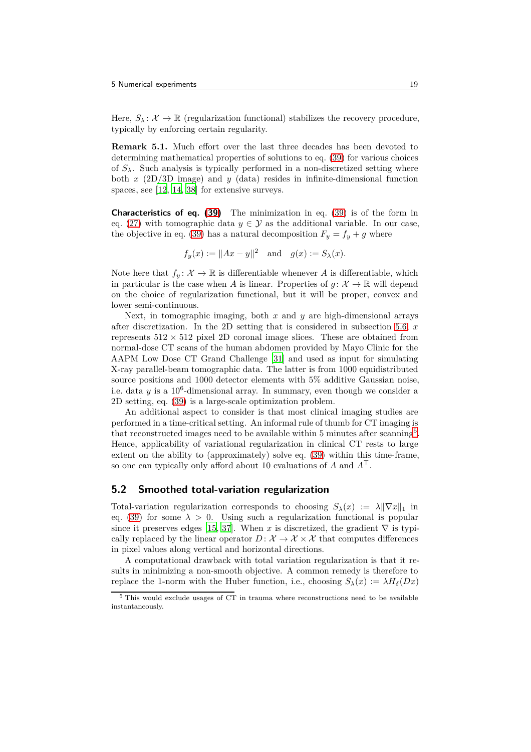Here, $S_\lambda \colon \mathcal{X} \to \mathbb{R}$ (regularization functional) stabilizes the recovery procedure, typically by enforcing certain regularity.

**Remark 5.1.** Much effort over the last three decades has been devoted to determining mathematical properties of solutions to eq. (39) for various choices of $S_\lambda$. Such analysis is typically performed in a non-discretized setting where both $x$ (2D/3D image) and $y$ (data) resides in infinite-dimensional function spaces, see [12, 14, 38] for extensive surveys.

**Characteristics of eq. (39)** The minimization in eq. (39) is of the form in eq. (27) with tomographic data $y \in \mathcal{Y}$ as the additional variable. In our case, the objective in eq. (39) has a natural decomposition $F_y = f_y + g$ where

$$f_y(x) := \|Ax - y\|^2 \quad \text{and} \quad g(x) := S_\lambda(x).$$

Note here that $f_y \colon \mathcal{X} \to \mathbb{R}$ is differentiable whenever $A$ is differentiable, which in particular is the case when $A$ is linear. Properties of $g \colon \mathcal{X} \to \mathbb{R}$ will depend on the choice of regularization functional, but it will be proper, convex and lower semi-continuous.

Next, in tomographic imaging, both $x$ and $y$ are high-dimensional arrays after discretization. In the 2D setting that is considered in subsection 5.6, $x$ represents $512 \times 512$ pixel 2D coronal image slices. These are obtained from normal-dose CT scans of the human abdomen provided by Mayo Clinic for the AAPM Low Dose CT Grand Challenge [31] and used as input for simulating X-ray parallel-beam tomographic data. The latter is from 1000 equidistributed source positions and 1000 detector elements with 5% additive Gaussian noise, i.e. data $y$ is a $10^6$-dimensional array. In summary, even though we consider a 2D setting, eq. (39) is a large-scale optimization problem.

An additional aspect to consider is that most clinical imaging studies are performed in a time-critical setting. An informal rule of thumb for CT imaging is that reconstructed images need to be available within 5 minutes after scanning[5]. Hence, applicability of variational regularization in clinical CT rests to large extent on the ability to (approximately) solve eq. (39) within this time-frame, so one can typically only afford about 10 evaluations of $A$ and $A^\top$.

## 5.2 Smoothed total-variation regularization

Total-variation regularization corresponds to choosing $S_\lambda(x) := \lambda\|\nabla x\|_1$ in eq. (39) for some $\lambda > 0$. Using such a regularization functional is popular since it preserves edges [15, 37]. When $x$ is discretized, the gradient $\nabla$ is typically replaced by the linear operator $D \colon \mathcal{X} \to \mathcal{X} \times \mathcal{X}$ that computes differences in pixel values along vertical and horizontal directions.

A computational drawback with total variation regularization is that it results in minimizing a non-smooth objective. A common remedy is therefore to replace the 1-norm with the Huber function, i.e., choosing $S_\lambda(x) := \lambda H_\delta(Dx)$

[5] This would exclude usages of CT in trauma where reconstructions need to be available instantaneously.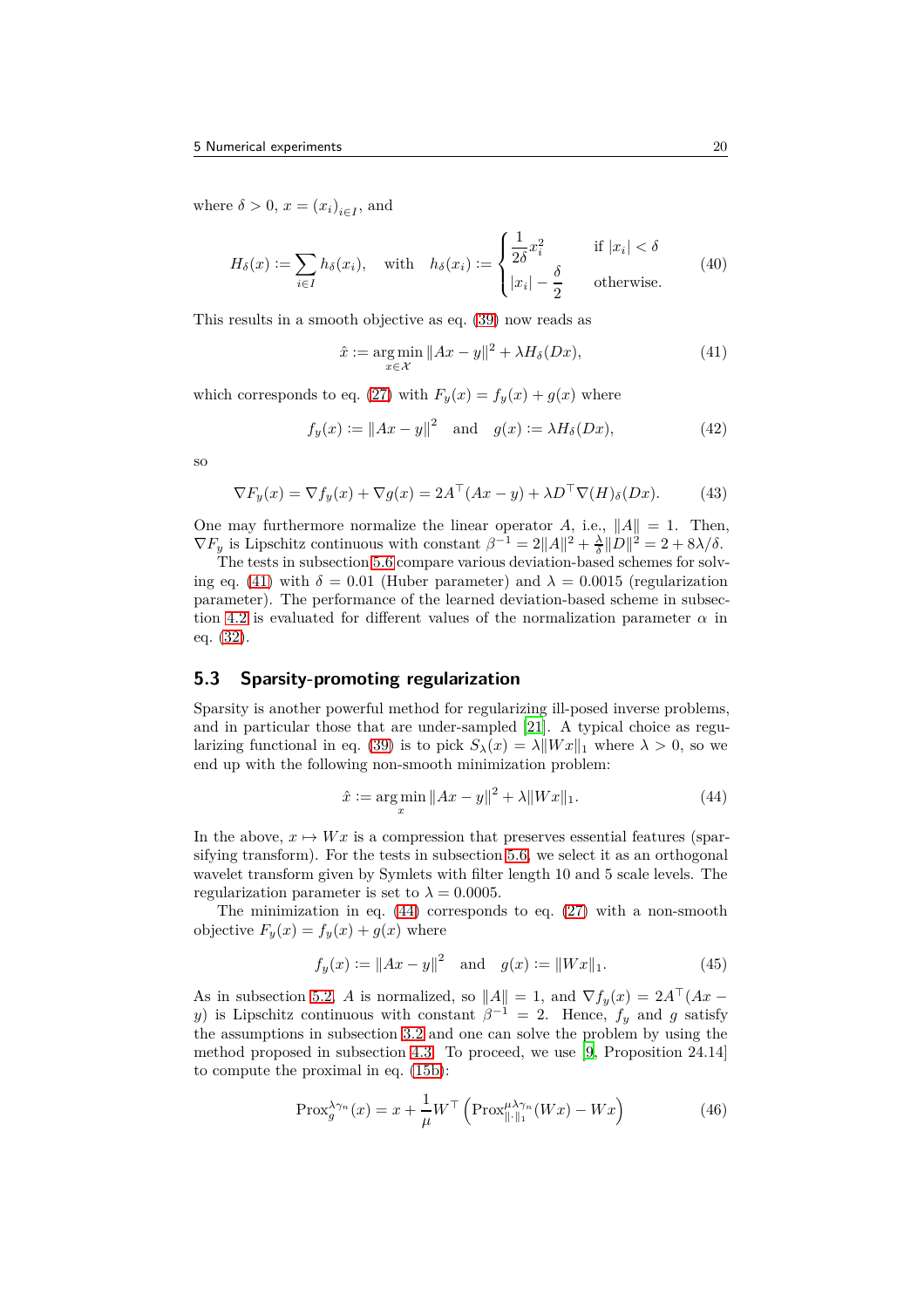where $\delta > 0$, $x = (x_i)_{i \in I}$, and

$$H_\delta(x) := \sum_{i \in I} h_\delta(x_i), \quad \text{with} \quad h_\delta(x_i) := \begin{cases} \dfrac{1}{2\delta} x_i^2 & \text{if } |x_i| < \delta \\ |x_i| - \dfrac{\delta}{2} & \text{otherwise.} \end{cases} \tag{40}$$

This results in a smooth objective as eq. (39) now reads as

$$\hat{x} := \operatorname*{arg\,min}_{x \in \mathcal{X}} \|Ax - y\|^2 + \lambda H_\delta(Dx), \tag{41}$$

which corresponds to eq. (27) with $F_y(x) = f_y(x) + g(x)$ where

$$f_y(x) := \|Ax - y\|^2 \quad \text{and} \quad g(x) := \lambda H_\delta(Dx), \tag{42}$$

so

$$\nabla F_y(x) = \nabla f_y(x) + \nabla g(x) = 2A^\top (Ax - y) + \lambda D^\top \nabla(H)_\delta(Dx). \tag{43}$$

One may furthermore normalize the linear operator $A$, i.e., $\|A\| = 1$. Then, $\nabla F_y$ is Lipschitz continuous with constant $\beta^{-1} = 2\|A\|^2 + \frac{\lambda}{\delta}\|D\|^2 = 2 + 8\lambda/\delta$.

The tests in subsection 5.6 compare various deviation-based schemes for solving eq. (41) with $\delta = 0.01$ (Huber parameter) and $\lambda = 0.0015$ (regularization parameter). The performance of the learned deviation-based scheme in subsection 4.2 is evaluated for different values of the normalization parameter $\alpha$ in eq. (32).

## 5.3 Sparsity-promoting regularization

Sparsity is another powerful method for regularizing ill-posed inverse problems, and in particular those that are under-sampled [21]. A typical choice as regularizing functional in eq. (39) is to pick $S_\lambda(x) = \lambda\|Wx\|_1$ where $\lambda > 0$, so we end up with the following non-smooth minimization problem:

$$\hat{x} := \operatorname*{arg\,min}_{x} \|Ax - y\|^2 + \lambda\|Wx\|_1. \tag{44}$$

In the above, $x \mapsto Wx$ is a compression that preserves essential features (sparsifying transform). For the tests in subsection 5.6, we select it as an orthogonal wavelet transform given by Symlets with filter length 10 and 5 scale levels. The regularization parameter is set to $\lambda = 0.0005$.

The minimization in eq. (44) corresponds to eq. (27) with a non-smooth objective $F_y(x) = f_y(x) + g(x)$ where

$$f_y(x) := \|Ax - y\|^2 \quad \text{and} \quad g(x) := \|Wx\|_1. \tag{45}$$

As in subsection 5.2, $A$ is normalized, so $\|A\| = 1$, and $\nabla f_y(x) = 2A^\top(Ax - y)$ is Lipschitz continuous with constant $\beta^{-1} = 2$. Hence, $f_y$ and $g$ satisfy the assumptions in subsection 3.2 and one can solve the problem by using the method proposed in subsection 4.3. To proceed, we use [9, Proposition 24.14] to compute the proximal in eq. (15b):

$$\operatorname{Prox}_g^{\lambda\gamma_n}(x) = x + \frac{1}{\mu} W^\top \left( \operatorname{Prox}_{\|\cdot\|_1}^{\mu\lambda\gamma_n}(Wx) - Wx \right) \tag{46}$$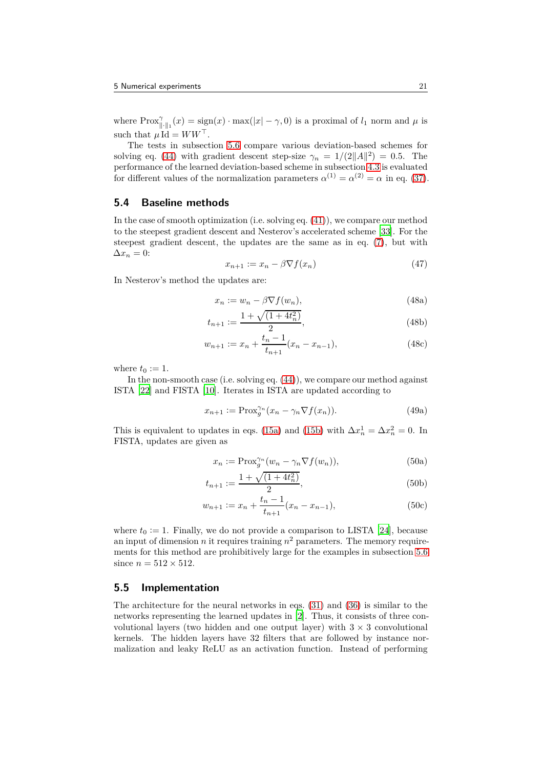where $\mathrm{Prox}^{\gamma}_{\|\cdot\|_1}(x) = \mathrm{sign}(x) \cdot \max(|x| - \gamma, 0)$ is a proximal of $l_1$ norm and $\mu$ is such that $\mu \, \mathrm{Id} = WW^\top$.

The tests in subsection 5.6 compare various deviation-based schemes for solving eq. (44) with gradient descent step-size $\gamma_n = 1/(2\|A\|^2) = 0.5$. The performance of the learned deviation-based scheme in subsection 4.3 is evaluated for different values of the normalization parameters $\alpha^{(1)} = \alpha^{(2)} = \alpha$ in eq. (37).

## 5.4 Baseline methods

In the case of smooth optimization (i.e. solving eq. (41)), we compare our method to the steepest gradient descent and Nesterov's accelerated scheme [33]. For the steepest gradient descent, the updates are the same as in eq. (7), but with $\Delta x_n = 0$:

$$x_{n+1} := x_n - \beta \nabla f(x_n) \tag{47}$$

In Nesterov's method the updates are:

$$x_n := w_n - \beta \nabla f(w_n), \tag{48a}$$

$$t_{n+1} := \frac{1 + \sqrt{(1 + 4t_n^2)}}{2}, \tag{48b}$$

$$w_{n+1} := x_n + \frac{t_n - 1}{t_{n+1}}(x_n - x_{n-1}), \tag{48c}$$

where $t_0 := 1$.

In the non-smooth case (i.e. solving eq. (44)), we compare our method against ISTA [22] and FISTA [10]. Iterates in ISTA are updated according to

$$x_{n+1} := \mathrm{Prox}_g^{\gamma_n}(x_n - \gamma_n \nabla f(x_n)). \tag{49a}$$

This is equivalent to updates in eqs. (15a) and (15b) with $\Delta x_n^1 = \Delta x_n^2 = 0$. In FISTA, updates are given as

$$x_n := \mathrm{Prox}_g^{\gamma_n}(w_n - \gamma_n \nabla f(w_n)), \tag{50a}$$

$$t_{n+1} := \frac{1 + \sqrt{(1 + 4t_n^2)}}{2}, \tag{50b}$$

$$w_{n+1} := x_n + \frac{t_n - 1}{t_{n+1}}(x_n - x_{n-1}), \tag{50c}$$

where $t_0 := 1$. Finally, we do not provide a comparison to LISTA [24], because an input of dimension $n$ it requires training $n^2$ parameters. The memory requirements for this method are prohibitively large for the examples in subsection 5.6 since $n = 512 \times 512$.

## 5.5 Implementation

The architecture for the neural networks in eqs. (31) and (36) is similar to the networks representing the learned updates in [2]. Thus, it consists of three convolutional layers (two hidden and one output layer) with $3 \times 3$ convolutional kernels. The hidden layers have 32 filters that are followed by instance normalization and leaky ReLU as an activation function. Instead of performing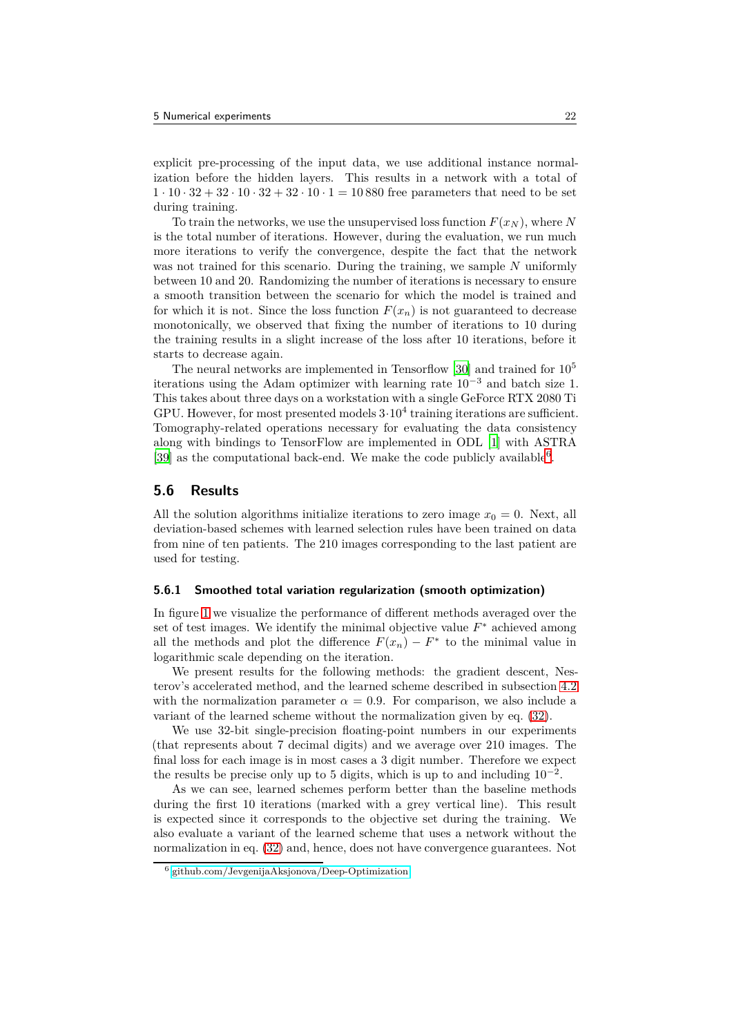explicit pre-processing of the input data, we use additional instance normalization before the hidden layers. This results in a network with a total of $1 \cdot 10 \cdot 32 + 32 \cdot 10 \cdot 32 + 32 \cdot 10 \cdot 1 = 10\,880$ free parameters that need to be set during training.

To train the networks, we use the unsupervised loss function $F(x_N)$, where $N$ is the total number of iterations. However, during the evaluation, we run much more iterations to verify the convergence, despite the fact that the network was not trained for this scenario. During the training, we sample $N$ uniformly between 10 and 20. Randomizing the number of iterations is necessary to ensure a smooth transition between the scenario for which the model is trained and for which it is not. Since the loss function $F(x_n)$ is not guaranteed to decrease monotonically, we observed that fixing the number of iterations to 10 during the training results in a slight increase of the loss after 10 iterations, before it starts to decrease again.

The neural networks are implemented in Tensorflow [30] and trained for $10^5$ iterations using the Adam optimizer with learning rate $10^{-3}$ and batch size 1. This takes about three days on a workstation with a single GeForce RTX 2080 Ti GPU. However, for most presented models $3 \cdot 10^4$ training iterations are sufficient. Tomography-related operations necessary for evaluating the data consistency along with bindings to TensorFlow are implemented in ODL [1] with ASTRA [39] as the computational back-end. We make the code publicly available[6].

## 5.6 Results

All the solution algorithms initialize iterations to zero image $x_0 = 0$. Next, all deviation-based schemes with learned selection rules have been trained on data from nine of ten patients. The 210 images corresponding to the last patient are used for testing.

### 5.6.1 Smoothed total variation regularization (smooth optimization)

In figure 1 we visualize the performance of different methods averaged over the set of test images. We identify the minimal objective value $F^*$ achieved among all the methods and plot the difference $F(x_n) - F^*$ to the minimal value in logarithmic scale depending on the iteration.

We present results for the following methods: the gradient descent, Nesterov's accelerated method, and the learned scheme described in subsection 4.2 with the normalization parameter $\alpha = 0.9$. For comparison, we also include a variant of the learned scheme without the normalization given by eq. (32).

We use 32-bit single-precision floating-point numbers in our experiments (that represents about 7 decimal digits) and we average over 210 images. The final loss for each image is in most cases a 3 digit number. Therefore we expect the results be precise only up to 5 digits, which is up to and including $10^{-2}$.

As we can see, learned schemes perform better than the baseline methods during the first 10 iterations (marked with a grey vertical line). This result is expected since it corresponds to the objective set during the training. We also evaluate a variant of the learned scheme that uses a network without the normalization in eq. (32) and, hence, does not have convergence guarantees. Not

[6] github.com/JevgenijaAksjonova/Deep-Optimization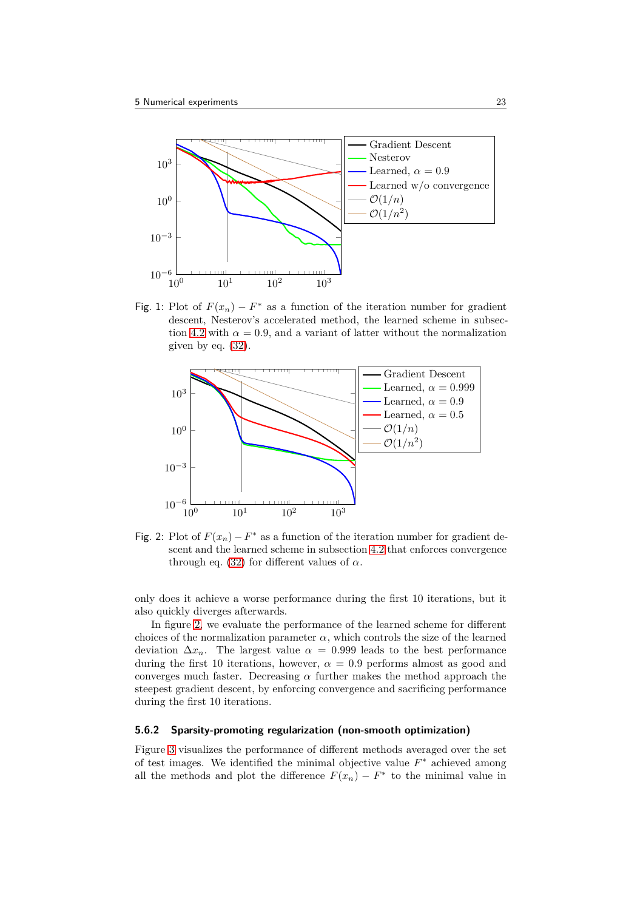Fig. 1: Plot of $F(x_n) - F^*$ as a function of the iteration number for gradient descent, Nesterov's accelerated method, the learned scheme in subsection 4.2 with $\alpha = 0.9$, and a variant of latter without the normalization given by eq. (32).

Fig. 2: Plot of $F(x_n) - F^*$ as a function of the iteration number for gradient descent and the learned scheme in subsection 4.2 that enforces convergence through eq. (32) for different values of $\alpha$.

only does it achieve a worse performance during the first 10 iterations, but it also quickly diverges afterwards.

In figure 2, we evaluate the performance of the learned scheme for different choices of the normalization parameter $\alpha$, which controls the size of the learned deviation $\Delta x_n$. The largest value $\alpha = 0.999$ leads to the best performance during the first 10 iterations, however, $\alpha = 0.9$ performs almost as good and converges much faster. Decreasing $\alpha$ further makes the method approach the steepest gradient descent, by enforcing convergence and sacrificing performance during the first 10 iterations.

#### 5.6.2 Sparsity-promoting regularization (non-smooth optimization)

Figure 3 visualizes the performance of different methods averaged over the set of test images. We identified the minimal objective value $F^*$ achieved among all the methods and plot the difference $F(x_n) - F^*$ to the minimal value in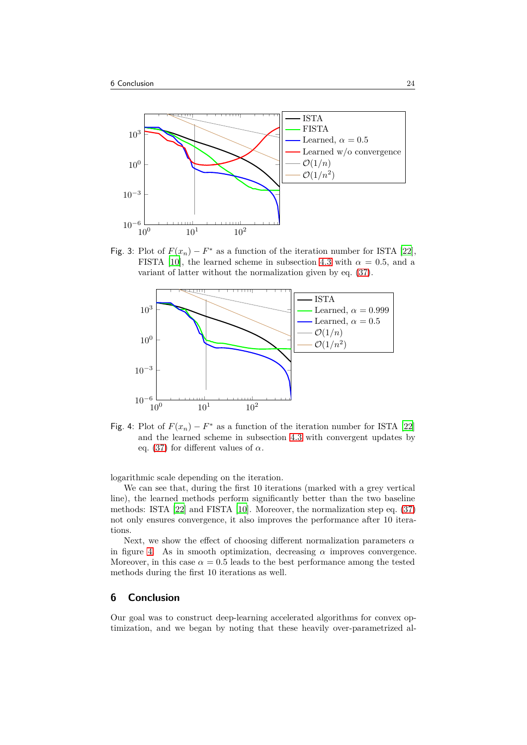Fig. 3: Plot of $F(x_n) - F^*$ as a function of the iteration number for ISTA [22], FISTA [10], the learned scheme in subsection 4.3 with $\alpha = 0.5$, and a variant of latter without the normalization given by eq. (37).

Fig. 4: Plot of $F(x_n) - F^*$ as a function of the iteration number for ISTA [22] and the learned scheme in subsection 4.3 with convergent updates by eq. (37) for different values of $\alpha$.

logarithmic scale depending on the iteration.

We can see that, during the first 10 iterations (marked with a grey vertical line), the learned methods perform significantly better than the two baseline methods: ISTA [22] and FISTA [10]. Moreover, the normalization step eq. (37) not only ensures convergence, it also improves the performance after 10 iterations.

Next, we show the effect of choosing different normalization parameters $\alpha$ in figure 4. As in smooth optimization, decreasing $\alpha$ improves convergence. Moreover, in this case $\alpha = 0.5$ leads to the best performance among the tested methods during the first 10 iterations as well.

## 6 Conclusion

Our goal was to construct deep-learning accelerated algorithms for convex optimization, and we began by noting that these heavily over-parametrized al-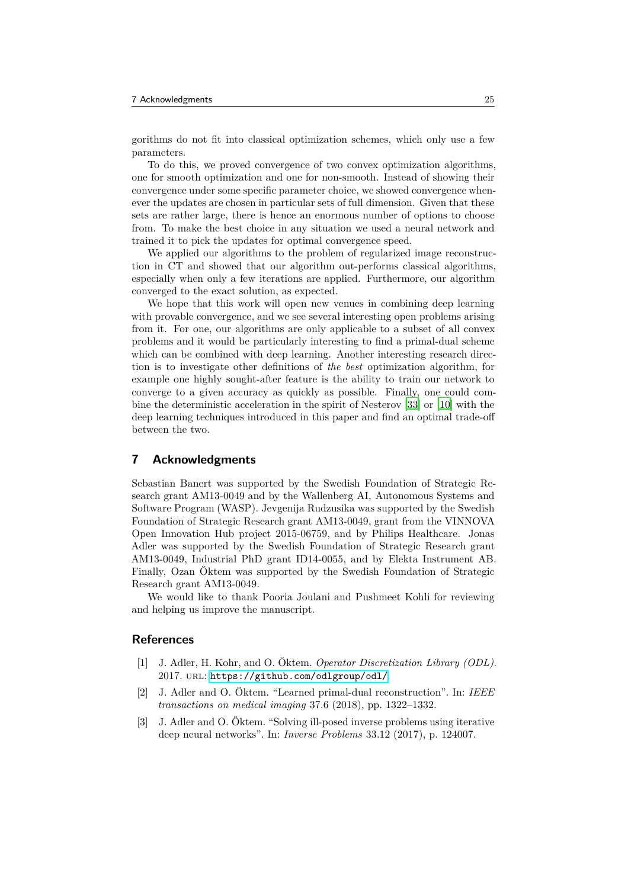gorithms do not fit into classical optimization schemes, which only use a few parameters.

To do this, we proved convergence of two convex optimization algorithms, one for smooth optimization and one for non-smooth. Instead of showing their convergence under some specific parameter choice, we showed convergence whenever the updates are chosen in particular sets of full dimension. Given that these sets are rather large, there is hence an enormous number of options to choose from. To make the best choice in any situation we used a neural network and trained it to pick the updates for optimal convergence speed.

We applied our algorithms to the problem of regularized image reconstruction in CT and showed that our algorithm out-performs classical algorithms, especially when only a few iterations are applied. Furthermore, our algorithm converged to the exact solution, as expected.

We hope that this work will open new venues in combining deep learning with provable convergence, and we see several interesting open problems arising from it. For one, our algorithms are only applicable to a subset of all convex problems and it would be particularly interesting to find a primal-dual scheme which can be combined with deep learning. Another interesting research direction is to investigate other definitions of *the best* optimization algorithm, for example one highly sought-after feature is the ability to train our network to converge to a given accuracy as quickly as possible. Finally, one could combine the deterministic acceleration in the spirit of Nesterov [33] or [10] with the deep learning techniques introduced in this paper and find an optimal trade-off between the two.

## 7 Acknowledgments

Sebastian Banert was supported by the Swedish Foundation of Strategic Research grant AM13-0049 and by the Wallenberg AI, Autonomous Systems and Software Program (WASP). Jevgenija Rudzusika was supported by the Swedish Foundation of Strategic Research grant AM13-0049, grant from the VINNOVA Open Innovation Hub project 2015-06759, and by Philips Healthcare. Jonas Adler was supported by the Swedish Foundation of Strategic Research grant AM13-0049, Industrial PhD grant ID14-0055, and by Elekta Instrument AB. Finally, Ozan Öktem was supported by the Swedish Foundation of Strategic Research grant AM13-0049.

We would like to thank Pooria Joulani and Pushmeet Kohli for reviewing and helping us improve the manuscript.

## References

[1] J. Adler, H. Kohr, and O. Öktem. *Operator Discretization Library (ODL)*. 2017. URL: https://github.com/odlgroup/odl/.

[2] J. Adler and O. Öktem. "Learned primal-dual reconstruction". In: *IEEE transactions on medical imaging* 37.6 (2018), pp. 1322–1332.

[3] J. Adler and O. Öktem. "Solving ill-posed inverse problems using iterative deep neural networks". In: *Inverse Problems* 33.12 (2017), p. 124007.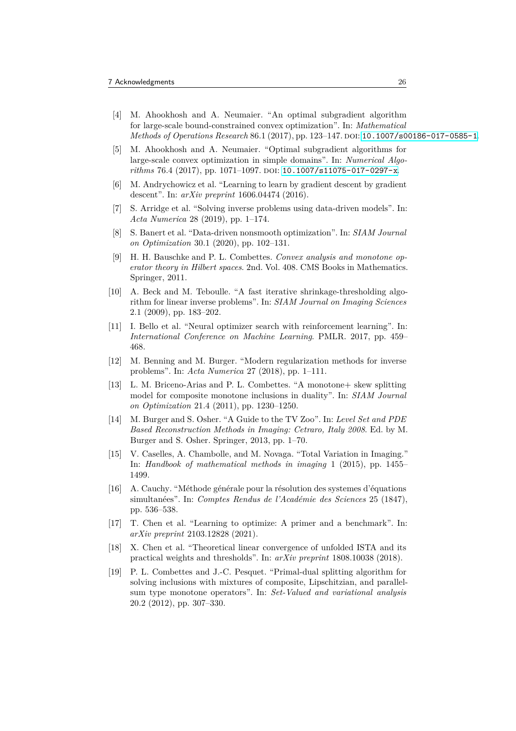[4] M. Ahookhosh and A. Neumaier. "An optimal subgradient algorithm for large-scale bound-constrained convex optimization". In: *Mathematical Methods of Operations Research* 86.1 (2017), pp. 123–147. DOI: 10.1007/s00186-017-0585-1.

[5] M. Ahookhosh and A. Neumaier. "Optimal subgradient algorithms for large-scale convex optimization in simple domains". In: *Numerical Algorithms* 76.4 (2017), pp. 1071–1097. DOI: 10.1007/s11075-017-0297-x.

[6] M. Andrychowicz et al. "Learning to learn by gradient descent by gradient descent". In: *arXiv preprint* 1606.04474 (2016).

[7] S. Arridge et al. "Solving inverse problems using data-driven models". In: *Acta Numerica* 28 (2019), pp. 1–174.

[8] S. Banert et al. "Data-driven nonsmooth optimization". In: *SIAM Journal on Optimization* 30.1 (2020), pp. 102–131.

[9] H. H. Bauschke and P. L. Combettes. *Convex analysis and monotone operator theory in Hilbert spaces*. 2nd. Vol. 408. CMS Books in Mathematics. Springer, 2011.

[10] A. Beck and M. Teboulle. "A fast iterative shrinkage-thresholding algorithm for linear inverse problems". In: *SIAM Journal on Imaging Sciences* 2.1 (2009), pp. 183–202.

[11] I. Bello et al. "Neural optimizer search with reinforcement learning". In: *International Conference on Machine Learning*. PMLR. 2017, pp. 459–468.

[12] M. Benning and M. Burger. "Modern regularization methods for inverse problems". In: *Acta Numerica* 27 (2018), pp. 1–111.

[13] L. M. Briceno-Arias and P. L. Combettes. "A monotone+ skew splitting model for composite monotone inclusions in duality". In: *SIAM Journal on Optimization* 21.4 (2011), pp. 1230–1250.

[14] M. Burger and S. Osher. "A Guide to the TV Zoo". In: *Level Set and PDE Based Reconstruction Methods in Imaging: Cetraro, Italy 2008*. Ed. by M. Burger and S. Osher. Springer, 2013, pp. 1–70.

[15] V. Caselles, A. Chambolle, and M. Novaga. "Total Variation in Imaging." In: *Handbook of mathematical methods in imaging* 1 (2015), pp. 1455–1499.

[16] A. Cauchy. "Méthode générale pour la résolution des systemes d'équations simultanées". In: *Comptes Rendus de l'Académie des Sciences* 25 (1847), pp. 536–538.

[17] T. Chen et al. "Learning to optimize: A primer and a benchmark". In: *arXiv preprint* 2103.12828 (2021).

[18] X. Chen et al. "Theoretical linear convergence of unfolded ISTA and its practical weights and thresholds". In: *arXiv preprint* 1808.10038 (2018).

[19] P. L. Combettes and J.-C. Pesquet. "Primal-dual splitting algorithm for solving inclusions with mixtures of composite, Lipschitzian, and parallel-sum type monotone operators". In: *Set-Valued and variational analysis* 20.2 (2012), pp. 307–330.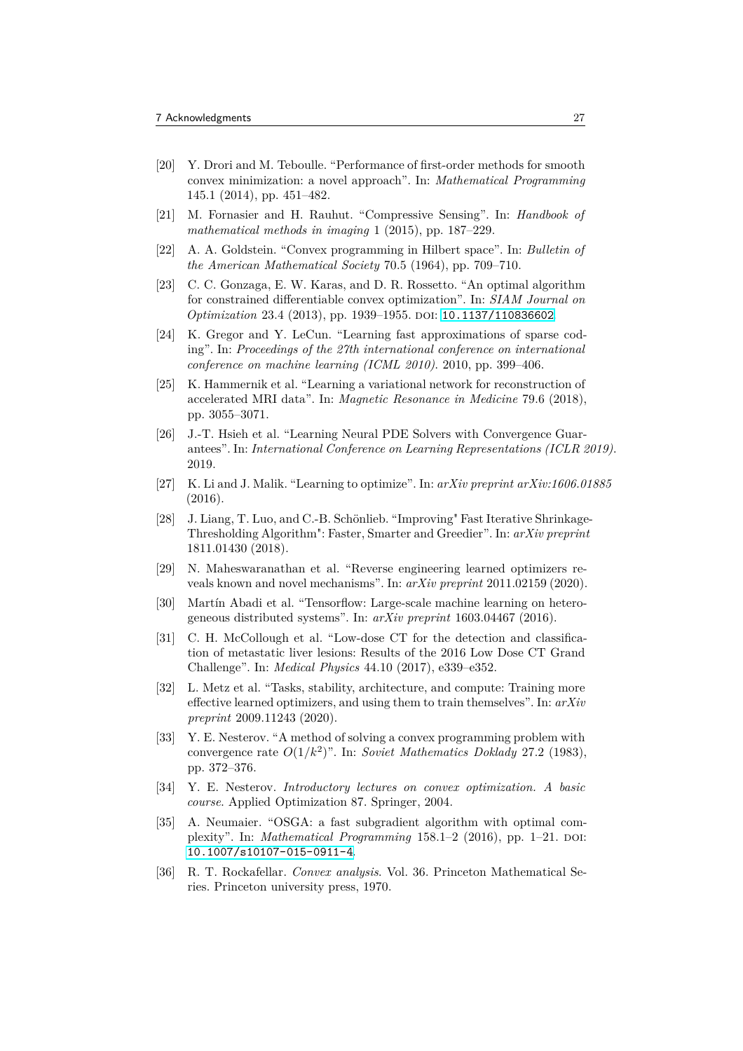[20] Y. Drori and M. Teboulle. "Performance of first-order methods for smooth convex minimization: a novel approach". In: *Mathematical Programming* 145.1 (2014), pp. 451–482.

[21] M. Fornasier and H. Rauhut. "Compressive Sensing". In: *Handbook of mathematical methods in imaging* 1 (2015), pp. 187–229.

[22] A. A. Goldstein. "Convex programming in Hilbert space". In: *Bulletin of the American Mathematical Society* 70.5 (1964), pp. 709–710.

[23] C. C. Gonzaga, E. W. Karas, and D. R. Rossetto. "An optimal algorithm for constrained differentiable convex optimization". In: *SIAM Journal on Optimization* 23.4 (2013), pp. 1939–1955. DOI: 10.1137/110836602.

[24] K. Gregor and Y. LeCun. "Learning fast approximations of sparse coding". In: *Proceedings of the 27th international conference on international conference on machine learning (ICML 2010)*. 2010, pp. 399–406.

[25] K. Hammernik et al. "Learning a variational network for reconstruction of accelerated MRI data". In: *Magnetic Resonance in Medicine* 79.6 (2018), pp. 3055–3071.

[26] J.-T. Hsieh et al. "Learning Neural PDE Solvers with Convergence Guarantees". In: *International Conference on Learning Representations (ICLR 2019)*. 2019.

[27] K. Li and J. Malik. "Learning to optimize". In: *arXiv preprint arXiv:1606.01885* (2016).

[28] J. Liang, T. Luo, and C.-B. Schönlieb. "Improving" Fast Iterative Shrinkage-Thresholding Algorithm": Faster, Smarter and Greedier". In: *arXiv preprint* 1811.01430 (2018).

[29] N. Maheswaranathan et al. "Reverse engineering learned optimizers reveals known and novel mechanisms". In: *arXiv preprint* 2011.02159 (2020).

[30] Martín Abadi et al. "Tensorflow: Large-scale machine learning on heterogeneous distributed systems". In: *arXiv preprint* 1603.04467 (2016).

[31] C. H. McCollough et al. "Low-dose CT for the detection and classification of metastatic liver lesions: Results of the 2016 Low Dose CT Grand Challenge". In: *Medical Physics* 44.10 (2017), e339–e352.

[32] L. Metz et al. "Tasks, stability, architecture, and compute: Training more effective learned optimizers, and using them to train themselves". In: *arXiv preprint* 2009.11243 (2020).

[33] Y. E. Nesterov. "A method of solving a convex programming problem with convergence rate $O(1/k^2)$". In: *Soviet Mathematics Doklady* 27.2 (1983), pp. 372–376.

[34] Y. E. Nesterov. *Introductory lectures on convex optimization. A basic course*. Applied Optimization 87. Springer, 2004.

[35] A. Neumaier. "OSGA: a fast subgradient algorithm with optimal complexity". In: *Mathematical Programming* 158.1–2 (2016), pp. 1–21. DOI: 10.1007/s10107-015-0911-4.

[36] R. T. Rockafellar. *Convex analysis*. Vol. 36. Princeton Mathematical Series. Princeton university press, 1970.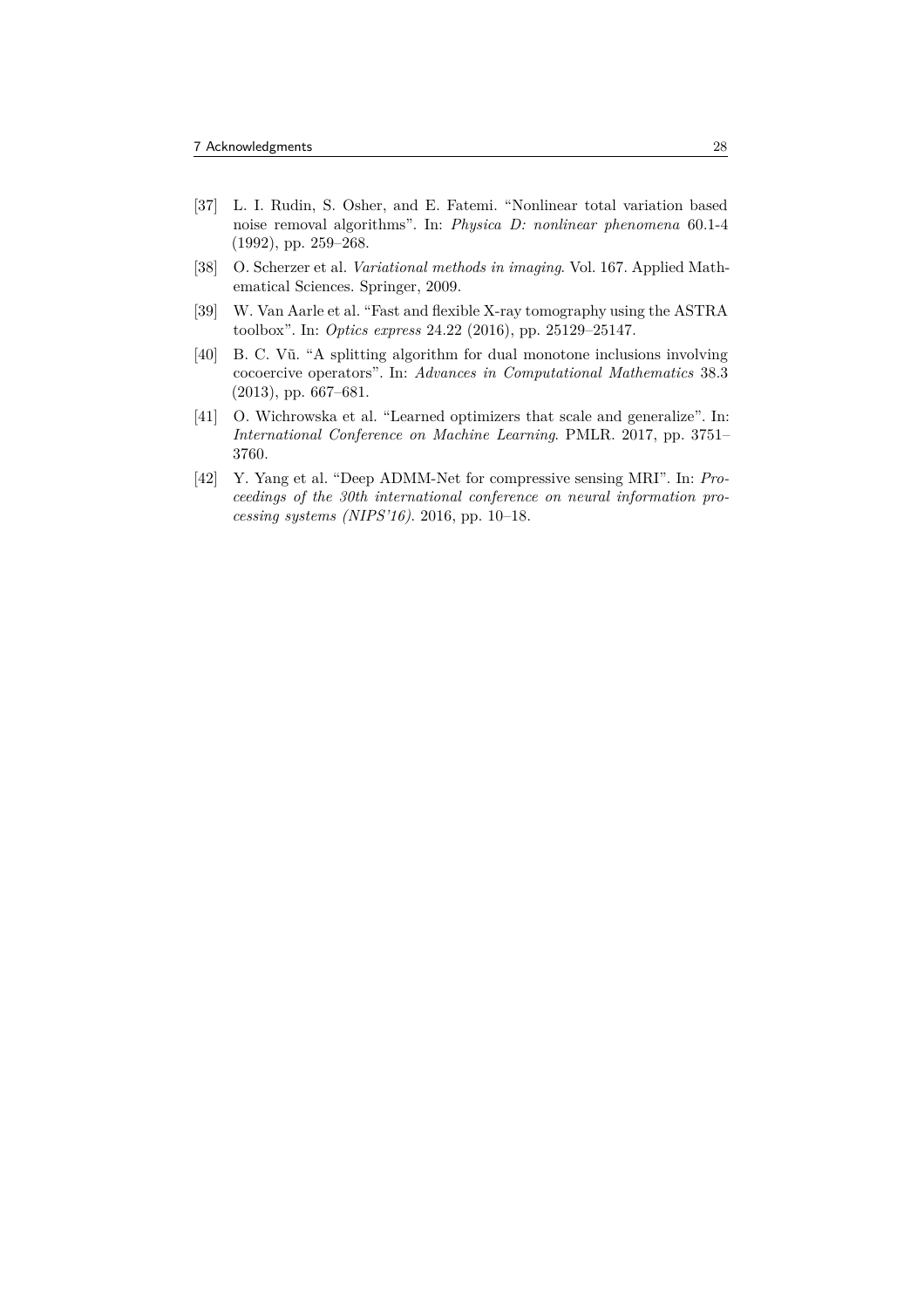- [37] L. I. Rudin, S. Osher, and E. Fatemi. "Nonlinear total variation based noise removal algorithms". In: *Physica D: nonlinear phenomena* 60.1-4 (1992), pp. 259–268.
- [38] O. Scherzer et al. *Variational methods in imaging*. Vol. 167. Applied Mathematical Sciences. Springer, 2009.
- [39] W. Van Aarle et al. "Fast and flexible X-ray tomography using the ASTRA toolbox". In: *Optics express* 24.22 (2016), pp. 25129–25147.
- [40] B. C. Vũ. "A splitting algorithm for dual monotone inclusions involving cocoercive operators". In: *Advances in Computational Mathematics* 38.3 (2013), pp. 667–681.
- [41] O. Wichrowska et al. "Learned optimizers that scale and generalize". In: *International Conference on Machine Learning*. PMLR. 2017, pp. 3751–3760.
- [42] Y. Yang et al. "Deep ADMM-Net for compressive sensing MRI". In: *Proceedings of the 30th international conference on neural information processing systems (NIPS'16)*. 2016, pp. 10–18.